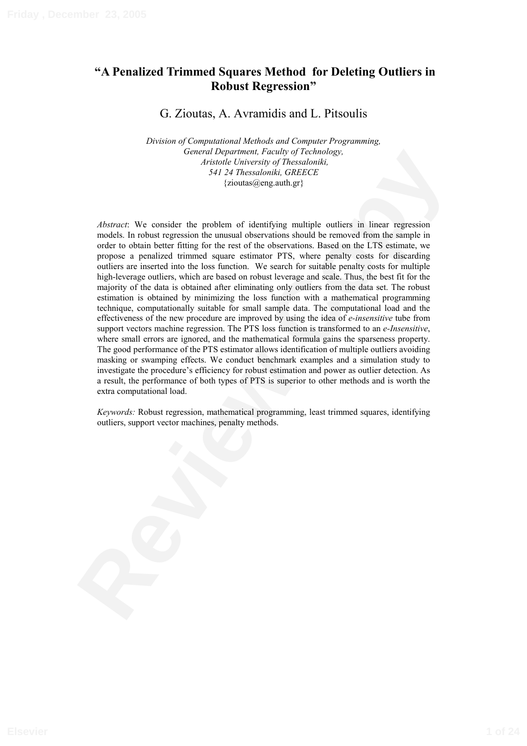# “A Penalized Trimmed Squares Method for Deleting Outliers in Robust Regression”

G. Zioutas, A. Avramidis and L. Pitsoulis

*Division of Computational Methods and Computer Programming,*
*General Department, Faculty of Technology,*
*Aristotle University of Thessaloniki,*
*541 24 Thessaloniki, GREECE*
{zioutas@eng.auth.gr}

*Abstract*: We consider the problem of identifying multiple outliers in linear regression models. In robust regression the unusual observations should be removed from the sample in order to obtain better fitting for the rest of the observations. Based on the LTS estimate, we propose a penalized trimmed square estimator PTS, where penalty costs for discarding outliers are inserted into the loss function. We search for suitable penalty costs for multiple high-leverage outliers, which are based on robust leverage and scale. Thus, the best fit for the majority of the data is obtained after eliminating only outliers from the data set. The robust estimation is obtained by minimizing the loss function with a mathematical programming technique, computationally suitable for small sample data. The computational load and the effectiveness of the new procedure are improved by using the idea of *e-insensitive* tube from support vectors machine regression. The PTS loss function is transformed to an *e-Insensitive*, where small errors are ignored, and the mathematical formula gains the sparseness property. The good performance of the PTS estimator allows identification of multiple outliers avoiding masking or swamping effects. We conduct benchmark examples and a simulation study to investigate the procedure’s efficiency for robust estimation and power as outlier detection. As a result, the performance of both types of PTS is superior to other methods and is worth the extra computational load.

*Keywords:* Robust regression, mathematical programming, least trimmed squares, identifying outliers, support vector machines, penalty methods.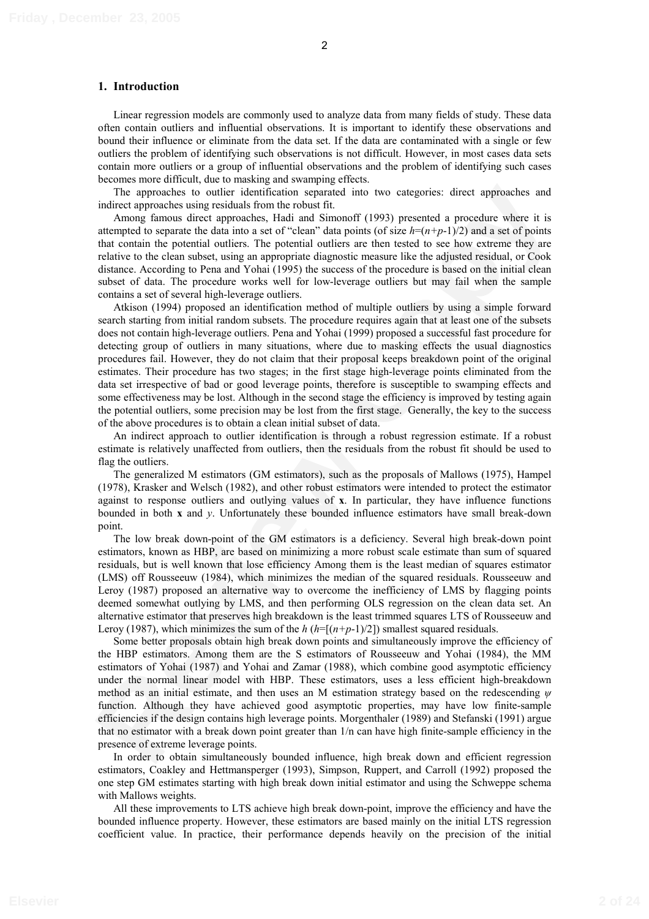## 1. Introduction

Linear regression models are commonly used to analyze data from many fields of study. These data often contain outliers and influential observations. It is important to identify these observations and bound their influence or eliminate from the data set. If the data are contaminated with a single or few outliers the problem of identifying such observations is not difficult. However, in most cases data sets contain more outliers or a group of influential observations and the problem of identifying such cases becomes more difficult, due to masking and swamping effects.

The approaches to outlier identification separated into two categories: direct approaches and indirect approaches using residuals from the robust fit.

Among famous direct approaches, Hadi and Simonoff (1993) presented a procedure where it is attempted to separate the data into a set of "clean" data points (of size $h$=($n$+$p$-1)/2) and a set of points that contain the potential outliers. The potential outliers are then tested to see how extreme they are relative to the clean subset, using an appropriate diagnostic measure like the adjusted residual, or Cook distance. According to Pena and Yohai (1995) the success of the procedure is based on the initial clean subset of data. The procedure works well for low-leverage outliers but may fail when the sample contains a set of several high-leverage outliers.

Atkison (1994) proposed an identification method of multiple outliers by using a simple forward search starting from initial random subsets. The procedure requires again that at least one of the subsets does not contain high-leverage outliers. Pena and Yohai (1999) proposed a successful fast procedure for detecting group of outliers in many situations, where due to masking effects the usual diagnostics procedures fail. However, they do not claim that their proposal keeps breakdown point of the original estimates. Their procedure has two stages; in the first stage high-leverage points eliminated from the data set irrespective of bad or good leverage points, therefore is susceptible to swamping effects and some effectiveness may be lost. Although in the second stage the efficiency is improved by testing again the potential outliers, some precision may be lost from the first stage. Generally, the key to the success of the above procedures is to obtain a clean initial subset of data.

An indirect approach to outlier identification is through a robust regression estimate. If a robust estimate is relatively unaffected from outliers, then the residuals from the robust fit should be used to flag the outliers.

The generalized M estimators (GM estimators), such as the proposals of Mallows (1975), Hampel (1978), Krasker and Welsch (1982), and other robust estimators were intended to protect the estimator against to response outliers and outlying values of **x**. In particular, they have influence functions bounded in both **x** and $y$. Unfortunately these bounded influence estimators have small break-down point.

The low break down-point of the GM estimators is a deficiency. Several high break-down point estimators, known as HBP, are based on minimizing a more robust scale estimate than sum of squared residuals, but is well known that lose efficiency Among them is the least median of squares estimator (LMS) off Rousseeuw (1984), which minimizes the median of the squared residuals. Rousseeuw and Leroy (1987) proposed an alternative way to overcome the inefficiency of LMS by flagging points deemed somewhat outlying by LMS, and then performing OLS regression on the clean data set. An alternative estimator that preserves high breakdown is the least trimmed squares LTS of Rousseeuw and Leroy (1987), which minimizes the sum of the $h$ ($h$=[($n$+$p$-1)/2]) smallest squared residuals.

Some better proposals obtain high break down points and simultaneously improve the efficiency of the HBP estimators. Among them are the S estimators of Rousseeuw and Yohai (1984), the MM estimators of Yohai (1987) and Yohai and Zamar (1988), which combine good asymptotic efficiency under the normal linear model with HBP. These estimators, uses a less efficient high-breakdown method as an initial estimate, and then uses an M estimation strategy based on the redescending $\psi$ function. Although they have achieved good asymptotic properties, may have low finite-sample efficiencies if the design contains high leverage points. Morgenthaler (1989) and Stefanski (1991) argue that no estimator with a break down point greater than 1/n can have high finite-sample efficiency in the presence of extreme leverage points.

In order to obtain simultaneously bounded influence, high break down and efficient regression estimators, Coakley and Hettmansperger (1993), Simpson, Ruppert, and Carroll (1992) proposed the one step GM estimates starting with high break down initial estimator and using the Schweppe schema with Mallows weights.

All these improvements to LTS achieve high break down-point, improve the efficiency and have the bounded influence property. However, these estimators are based mainly on the initial LTS regression coefficient value. In practice, their performance depends heavily on the precision of the initial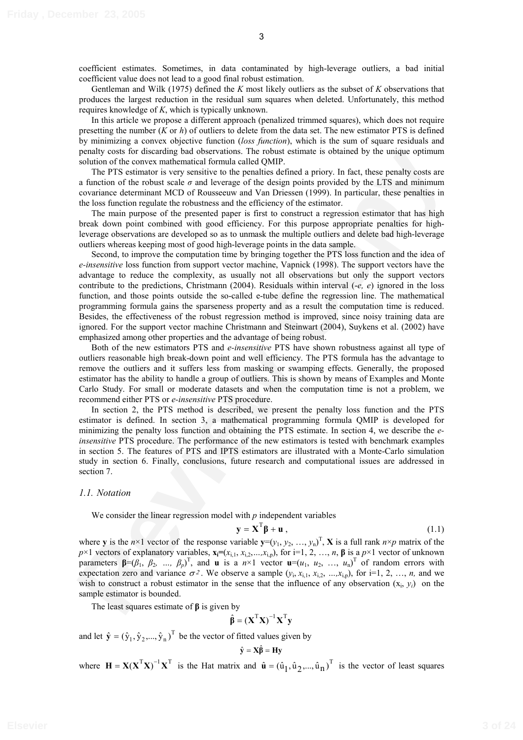coefficient estimates. Sometimes, in data contaminated by high-leverage outliers, a bad initial coefficient value does not lead to a good final robust estimation.

Gentleman and Wilk (1975) defined the $K$ most likely outliers as the subset of $K$ observations that produces the largest reduction in the residual sum squares when deleted. Unfortunately, this method requires knowledge of $K$, which is typically unknown.

In this article we propose a different approach (penalized trimmed squares), which does not require presetting the number ($K$ or $h$) of outliers to delete from the data set. The new estimator PTS is defined by minimizing a convex objective function (*loss function*), which is the sum of square residuals and penalty costs for discarding bad observations. The robust estimate is obtained by the unique optimum solution of the convex mathematical formula called QMIP.

The PTS estimator is very sensitive to the penalties defined a priory. In fact, these penalty costs are a function of the robust scale $\sigma$ and leverage of the design points provided by the LTS and minimum covariance determinant MCD of Rousseeuw and Van Driessen (1999). In particular, these penalties in the loss function regulate the robustness and the efficiency of the estimator.

The main purpose of the presented paper is first to construct a regression estimator that has high break down point combined with good efficiency. For this purpose appropriate penalties for high-leverage observations are developed so as to unmask the multiple outliers and delete bad high-leverage outliers whereas keeping most of good high-leverage points in the data sample.

Second, to improve the computation time by bringing together the PTS loss function and the idea of *e-insensitive* loss function from support vector machine, Vapnick (1998). The support vectors have the advantage to reduce the complexity, as usually not all observations but only the support vectors contribute to the predictions, Christmann (2004). Residuals within interval (*-e, e*) ignored in the loss function, and those points outside the so-called e-tube define the regression line. The mathematical programming formula gains the sparseness property and as a result the computation time is reduced. Besides, the effectiveness of the robust regression method is improved, since noisy training data are ignored. For the support vector machine Christmann and Steinwart (2004), Suykens et al. (2002) have emphasized among other properties and the advantage of being robust.

Both of the new estimators PTS and *e-insensitive* PTS have shown robustness against all type of outliers reasonable high break-down point and well efficiency. The PTS formula has the advantage to remove the outliers and it suffers less from masking or swamping effects. Generally, the proposed estimator has the ability to handle a group of outliers. This is shown by means of Examples and Monte Carlo Study. For small or moderate datasets and when the computation time is not a problem, we recommend either PTS or *e-insensitive* PTS procedure.

In section 2, the PTS method is described, we present the penalty loss function and the PTS estimator is defined. In section 3, a mathematical programming formula QMIP is developed for minimizing the penalty loss function and obtaining the PTS estimate. In section 4, we describe the *e-insensitive* PTS procedure. The performance of the new estimators is tested with benchmark examples in section 5. The features of PTS and IPTS estimators are illustrated with a Monte-Carlo simulation study in section 6. Finally, conclusions, future research and computational issues are addressed in section 7.

### *1.1. Notation*

We consider the linear regression model with $p$ independent variables

$$\mathbf{y} = \mathbf{X}^{\mathrm{T}}\boldsymbol{\beta} + \mathbf{u}\,, \tag{1.1}$$

where $\mathbf{y}$ is the $n$×1 vector of the response variable $\mathbf{y}=(y_1, y_2, \ldots, y_n)^{\mathrm{T}}$, $\mathbf{X}$ is a full rank $n$×$p$ matrix of the $p$×1 vectors of explanatory variables, $\mathbf{x_i}=(x_{i,1}, x_{i,2},\ldots,x_{i,p})$, for i=1, 2, …, $n$, $\boldsymbol{\beta}$ is a $p$×1 vector of unknown parameters $\boldsymbol{\beta}=(\beta_1, \beta_2, \ldots, \beta_p)^{\mathrm{T}}$, and $\mathbf{u}$ is a $n$×1 vector $\mathbf{u}=(u_1, u_2, \ldots, u_n)^{\mathrm{T}}$ of random errors with expectation zero and variance $\sigma^2$. We observe a sample $(y_i, x_{i,1}, x_{i,2}, \ldots, x_{i,p})$, for i=1, 2, …, $n$, and we wish to construct a robust estimator in the sense that the influence of any observation $(x_i, y_i)$ on the sample estimator is bounded.

The least squares estimate of $\boldsymbol{\beta}$ is given by

$$\hat{\boldsymbol{\beta}} = (\mathbf{X}^{\mathrm{T}}\mathbf{X})^{-1}\mathbf{X}^{\mathrm{T}}\mathbf{y}$$

and let $\hat{\mathbf{y}} = (\hat{y}_1, \hat{y}_2, \ldots, \hat{y}_n)^{\mathrm{T}}$ be the vector of fitted values given by

$$\hat{\mathbf{y}} = \mathbf{X}\hat{\boldsymbol{\beta}} = \mathbf{H}\mathbf{y}$$

where $\mathbf{H} = \mathbf{X}(\mathbf{X}^{\mathrm{T}}\mathbf{X})^{-1}\mathbf{X}^{\mathrm{T}}$ is the Hat matrix and $\hat{\mathbf{u}} = (\hat{u}_1, \hat{u}_2, \ldots, \hat{u}_n)^{\mathrm{T}}$ is the vector of least squares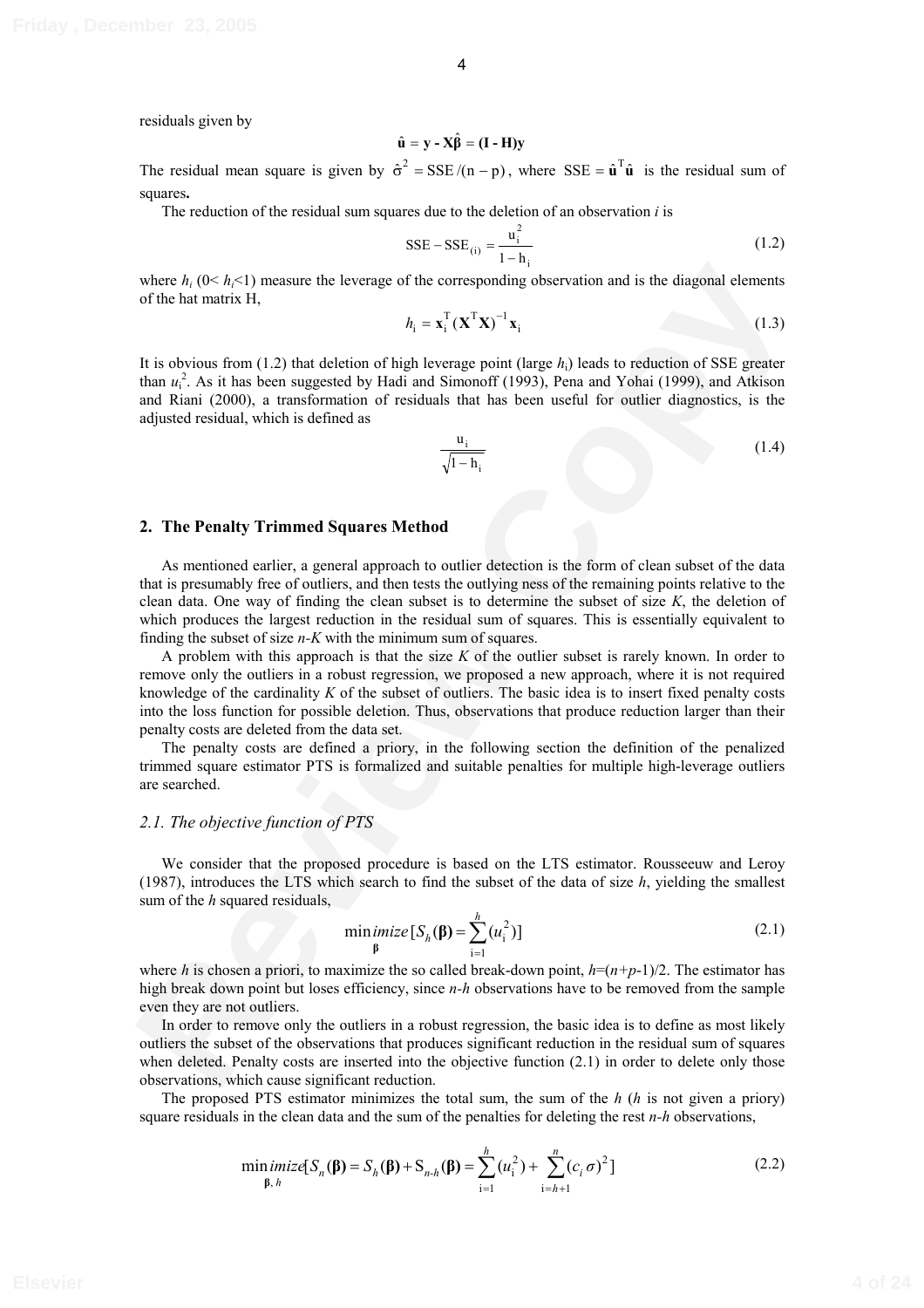residuals given by

$$\hat{\mathbf{u}} = \mathbf{y} - \mathbf{X}\hat{\boldsymbol{\beta}} = (\mathbf{I} - \mathbf{H})\mathbf{y}$$

The residual mean square is given by $\hat{\sigma}^2 = \mathrm{SSE}/(n-p)$, where $\mathrm{SSE} = \hat{\mathbf{u}}^{\mathrm{T}}\hat{\mathbf{u}}$ is the residual sum of squares**.**

The reduction of the residual sum squares due to the deletion of an observation *i* is

$$\mathrm{SSE} - \mathrm{SSE}_{(i)} = \frac{u_i^2}{1-h_i} \tag{1.2}$$

where $h_i$ ($0< h_i <1$) measure the leverage of the corresponding observation and is the diagonal elements of the hat matrix H,

$$h_i = \mathbf{x}_i^{\mathrm{T}}(\mathbf{X}^{\mathrm{T}}\mathbf{X})^{-1}\mathbf{x}_i \tag{1.3}$$

It is obvious from (1.2) that deletion of high leverage point (large $h_i$) leads to reduction of SSE greater than $u_i^2$. As it has been suggested by Hadi and Simonoff (1993), Pena and Yohai (1999), and Atkison and Riani (2000), a transformation of residuals that has been useful for outlier diagnostics, is the adjusted residual, which is defined as

$$\frac{u_i}{\sqrt{1-h_i}} \tag{1.4}$$

## 2. The Penalty Trimmed Squares Method

As mentioned earlier, a general approach to outlier detection is the form of clean subset of the data that is presumably free of outliers, and then tests the outlying ness of the remaining points relative to the clean data. One way of finding the clean subset is to determine the subset of size *K*, the deletion of which produces the largest reduction in the residual sum of squares. This is essentially equivalent to finding the subset of size *n-K* with the minimum sum of squares.

A problem with this approach is that the size *K* of the outlier subset is rarely known. In order to remove only the outliers in a robust regression, we proposed a new approach, where it is not required knowledge of the cardinality *K* of the subset of outliers. The basic idea is to insert fixed penalty costs into the loss function for possible deletion. Thus, observations that produce reduction larger than their penalty costs are deleted from the data set.

The penalty costs are defined a priory, in the following section the definition of the penalized trimmed square estimator PTS is formalized and suitable penalties for multiple high-leverage outliers are searched.

### *2.1. The objective function of PTS*

We consider that the proposed procedure is based on the LTS estimator. Rousseeuw and Leroy (1987), introduces the LTS which search to find the subset of the data of size *h*, yielding the smallest sum of the *h* squared residuals,

$$\underset{\boldsymbol{\beta}}{\min imize}\,[S_h(\boldsymbol{\beta}) = \sum_{i=1}^{h}(u_i^2)] \tag{2.1}$$

where *h* is chosen a priori, to maximize the so called break-down point, $h=(n+p-1)/2$. The estimator has high break down point but loses efficiency, since *n-h* observations have to be removed from the sample even they are not outliers.

In order to remove only the outliers in a robust regression, the basic idea is to define as most likely outliers the subset of the observations that produces significant reduction in the residual sum of squares when deleted. Penalty costs are inserted into the objective function (2.1) in order to delete only those observations, which cause significant reduction.

The proposed PTS estimator minimizes the total sum, the sum of the *h* (*h* is not given a priory) square residuals in the clean data and the sum of the penalties for deleting the rest *n-h* observations,

$$\underset{\boldsymbol{\beta},\,h}{\min imize}[S_n(\boldsymbol{\beta}) = S_h(\boldsymbol{\beta}) + \mathrm{S}_{n\text{-}h}(\boldsymbol{\beta}) = \sum_{i=1}^{h}(u_i^2) + \sum_{i=h+1}^{n}(c_i\,\sigma)^2] \tag{2.2}$$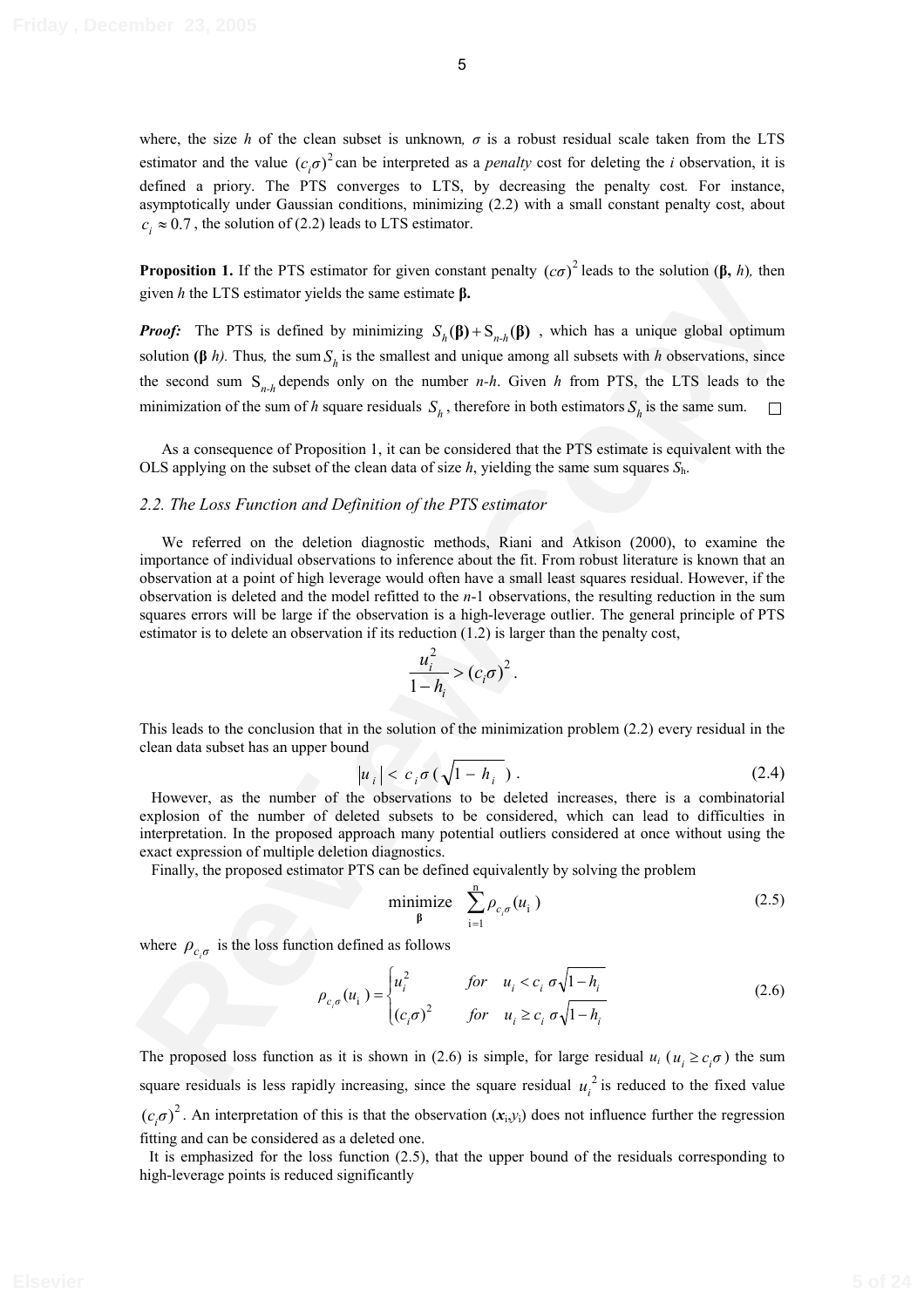where, the size $h$ of the clean subset is unknown, $\sigma$ is a robust residual scale taken from the LTS estimator and the value $(c_i\sigma)^2$ can be interpreted as a *penalty* cost for deleting the $i$ observation, it is defined a priory. The PTS converges to LTS, by decreasing the penalty cost. For instance, asymptotically under Gaussian conditions, minimizing (2.2) with a small constant penalty cost, about $c_i \approx 0.7$, the solution of (2.2) leads to LTS estimator.

**Proposition 1.** If the PTS estimator for given constant penalty $(c\sigma)^2$ leads to the solution (**β**, $h$), then given $h$ the LTS estimator yields the same estimate **β.**

***Proof:*** The PTS is defined by minimizing $S_h(\boldsymbol{\beta}) + S_{n\text{-}h}(\boldsymbol{\beta})$, which has a unique global optimum solution (**β** $h$). Thus, the sum $S_h$ is the smallest and unique among all subsets with $h$ observations, since the second sum $S_{n\text{-}h}$ depends only on the number $n$-$h$. Given $h$ from PTS, the LTS leads to the minimization of the sum of $h$ square residuals $S_h$, therefore in both estimators $S_h$ is the same sum. □

As a consequence of Proposition 1, it can be considered that the PTS estimate is equivalent with the OLS applying on the subset of the clean data of size $h$, yielding the same sum squares $S_h$.

### 2.2. The Loss Function and Definition of the PTS estimator

We referred on the deletion diagnostic methods, Riani and Atkison (2000), to examine the importance of individual observations to inference about the fit. From robust literature is known that an observation at a point of high leverage would often have a small least squares residual. However, if the observation is deleted and the model refitted to the $n$-1 observations, the resulting reduction in the sum squares errors will be large if the observation is a high-leverage outlier. The general principle of PTS estimator is to delete an observation if its reduction (1.2) is larger than the penalty cost,

$$\frac{u_i^2}{1-h_i} > (c_i\sigma)^2 .$$

This leads to the conclusion that in the solution of the minimization problem (2.2) every residual in the clean data subset has an upper bound

$$|u_i| < c_i\sigma(\sqrt{1-h_i}) . \tag{2.4}$$

However, as the number of the observations to be deleted increases, there is a combinatorial explosion of the number of deleted subsets to be considered, which can lead to difficulties in interpretation. In the proposed approach many potential outliers considered at once without using the exact expression of multiple deletion diagnostics.

Finally, the proposed estimator PTS can be defined equivalently by solving the problem

$$\underset{\boldsymbol{\beta}}{\text{minimize}} \quad \sum_{i=1}^{n} \rho_{c_i\sigma}(u_i) \tag{2.5}$$

where $\rho_{c_i\sigma}$ is the loss function defined as follows

$$\rho_{c_i\sigma}(u_i) = \begin{cases} u_i^2 & for \quad u_i < c_i\,\sigma\sqrt{1-h_i} \\ (c_i\sigma)^2 & for \quad u_i \geq c_i\,\sigma\sqrt{1-h_i} \end{cases} \tag{2.6}$$

The proposed loss function as it is shown in (2.6) is simple, for large residual $u_i$ ($u_i \geq c_i\sigma$) the sum square residuals is less rapidly increasing, since the square residual $u_i^2$ is reduced to the fixed value $(c_i\sigma)^2$. An interpretation of this is that the observation ($\boldsymbol{x}_i$,$y_i$) does not influence further the regression fitting and can be considered as a deleted one.

It is emphasized for the loss function (2.5), that the upper bound of the residuals corresponding to high-leverage points is reduced significantly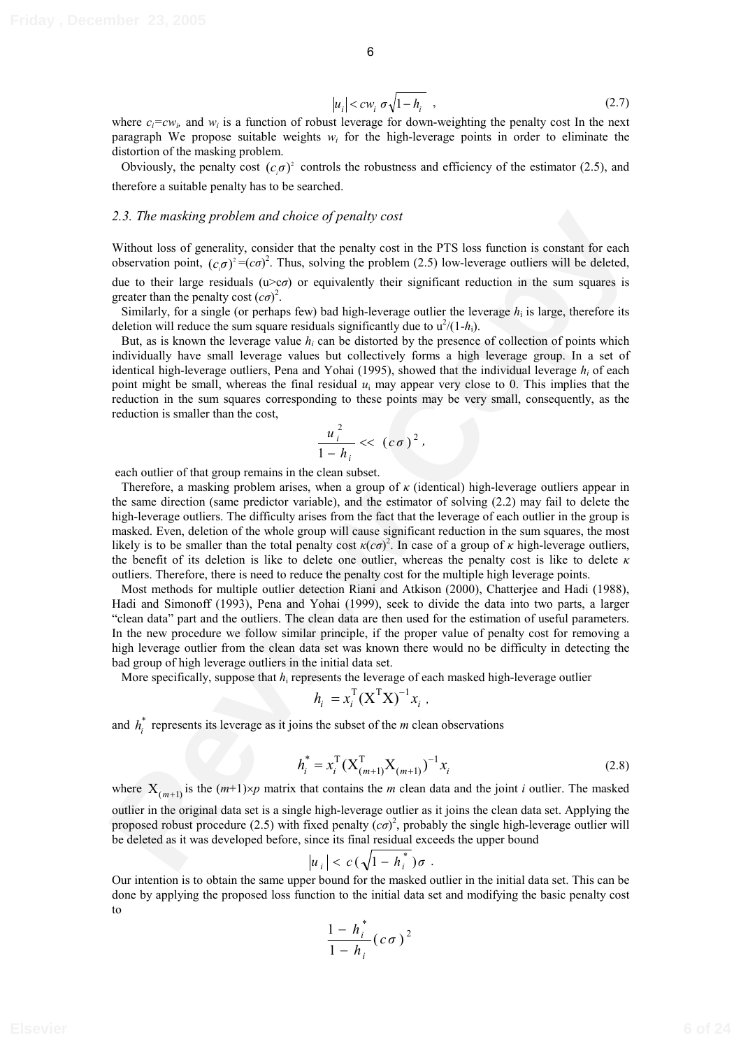$$|u_i| < cw_i \, \sigma\sqrt{1-h_i} \quad , \tag{2.7}$$

where $c_i$=$cw_i$, and $w_i$ is a function of robust leverage for down-weighting the penalty cost In the next paragraph We propose suitable weights $w_i$ for the high-leverage points in order to eliminate the distortion of the masking problem.

Obviously, the penalty cost $(c_i\sigma)^2$ controls the robustness and efficiency of the estimator (2.5), and therefore a suitable penalty has to be searched.

### *2.3. The masking problem and choice of penalty cost*

Without loss of generality, consider that the penalty cost in the PTS loss function is constant for each observation point, $(c_i\sigma)^2$ =$(c\sigma)^2$. Thus, solving the problem (2.5) low-leverage outliers will be deleted, due to their large residuals ($u$>$c\sigma$) or equivalently their significant reduction in the sum squares is greater than the penalty cost $(c\sigma)^2$.

Similarly, for a single (or perhaps few) bad high-leverage outlier the leverage $h_i$ is large, therefore its deletion will reduce the sum square residuals significantly due to $u^2/(1$-$h_i)$.

But, as is known the leverage value $h_i$ can be distorted by the presence of collection of points which individually have small leverage values but collectively forms a high leverage group. In a set of identical high-leverage outliers, Pena and Yohai (1995), showed that the individual leverage $h_i$ of each point might be small, whereas the final residual $u_i$ may appear very close to 0. This implies that the reduction in the sum squares corresponding to these points may be very small, consequently, as the reduction is smaller than the cost,

$$\frac{u_i^2}{1-h_i} << (c\sigma)^2 ,$$

each outlier of that group remains in the clean subset.

Therefore, a masking problem arises, when a group of $\kappa$ (identical) high-leverage outliers appear in the same direction (same predictor variable), and the estimator of solving (2.2) may fail to delete the high-leverage outliers. The difficulty arises from the fact that the leverage of each outlier in the group is masked. Even, deletion of the whole group will cause significant reduction in the sum squares, the most likely is to be smaller than the total penalty cost $\kappa(c\sigma)^2$. In case of a group of $\kappa$ high-leverage outliers, the benefit of its deletion is like to delete one outlier, whereas the penalty cost is like to delete $\kappa$ outliers. Therefore, there is need to reduce the penalty cost for the multiple high leverage points.

Most methods for multiple outlier detection Riani and Atkison (2000), Chatterjee and Hadi (1988), Hadi and Simonoff (1993), Pena and Yohai (1999), seek to divide the data into two parts, a larger "clean data" part and the outliers. The clean data are then used for the estimation of useful parameters. In the new procedure we follow similar principle, if the proper value of penalty cost for removing a high leverage outlier from the clean data set was known there would no be difficulty in detecting the bad group of high leverage outliers in the initial data set.

More specifically, suppose that $h_i$ represents the leverage of each masked high-leverage outlier

$$h_i = x_i^{\mathrm{T}}(\mathrm{X}^{\mathrm{T}}\mathrm{X})^{-1}x_i \; ,$$

and $h_i^*$ represents its leverage as it joins the subset of the $m$ clean observations

$$h_i^* = x_i^{\mathrm{T}}(\mathrm{X}_{(m+1)}^{\mathrm{T}}\mathrm{X}_{(m+1)})^{-1}x_i \tag{2.8}$$

where $\mathrm{X}_{(m+1)}$ is the $(m$+1)×$p$ matrix that contains the $m$ clean data and the joint $i$ outlier. The masked outlier in the original data set is a single high-leverage outlier as it joins the clean data set. Applying the proposed robust procedure (2.5) with fixed penalty $(c\sigma)^2$, probably the single high-leverage outlier will be deleted as it was developed before, since its final residual exceeds the upper bound

$$|u_i| < c(\sqrt{1-h_i^*})\sigma \; .$$

Our intention is to obtain the same upper bound for the masked outlier in the initial data set. This can be done by applying the proposed loss function to the initial data set and modifying the basic penalty cost to

$$\frac{1-h_i^*}{1-h_i}(c\sigma)^2$$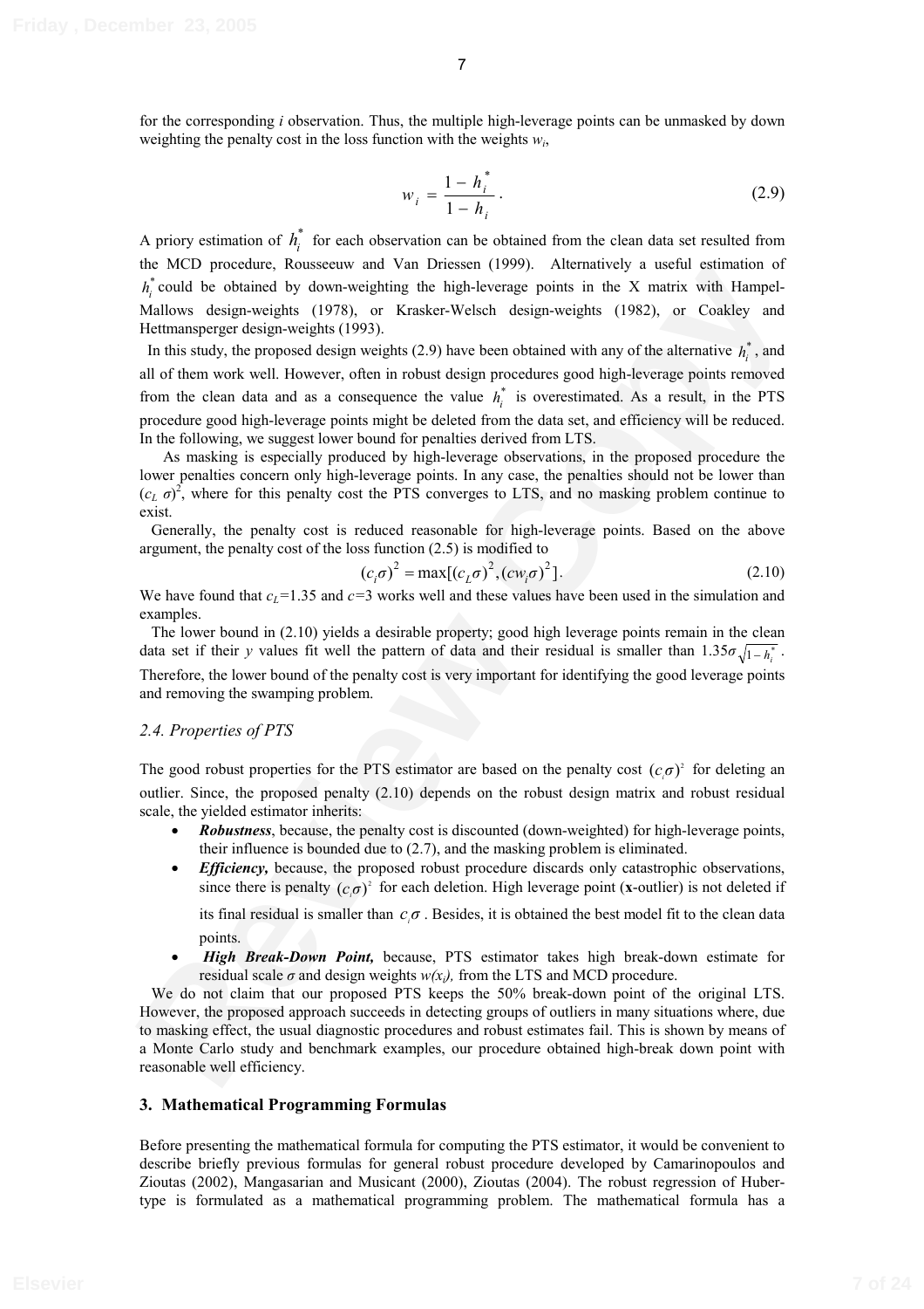for the corresponding $i$ observation. Thus, the multiple high-leverage points can be unmasked by down weighting the penalty cost in the loss function with the weights $w_i$,

$$w_i = \frac{1 - h_i^*}{1 - h_i}. \tag{2.9}$$

A priory estimation of $h_i^*$ for each observation can be obtained from the clean data set resulted from the MCD procedure, Rousseeuw and Van Driessen (1999). Alternatively a useful estimation of $h_i^*$ could be obtained by down-weighting the high-leverage points in the X matrix with Hampel-Mallows design-weights (1978), or Krasker-Welsch design-weights (1982), or Coakley and Hettmansperger design-weights (1993).

In this study, the proposed design weights (2.9) have been obtained with any of the alternative $h_i^*$, and all of them work well. However, often in robust design procedures good high-leverage points removed from the clean data and as a consequence the value $h_i^*$ is overestimated. As a result, in the PTS procedure good high-leverage points might be deleted from the data set, and efficiency will be reduced. In the following, we suggest lower bound for penalties derived from LTS.

As masking is especially produced by high-leverage observations, in the proposed procedure the lower penalties concern only high-leverage points. In any case, the penalties should not be lower than $(c_L\ \sigma)^2$, where for this penalty cost the PTS converges to LTS, and no masking problem continue to exist.

Generally, the penalty cost is reduced reasonable for high-leverage points. Based on the above argument, the penalty cost of the loss function (2.5) is modified to

$$(c_i\sigma)^2 = \max[(c_L\sigma)^2, (cw_i\sigma)^2]. \tag{2.10}$$

We have found that $c_L$=1.35 and $c$=3 works well and these values have been used in the simulation and examples.

The lower bound in (2.10) yields a desirable property; good high leverage points remain in the clean data set if their $y$ values fit well the pattern of data and their residual is smaller than $1.35\sigma\sqrt{1-h_i^*}$. Therefore, the lower bound of the penalty cost is very important for identifying the good leverage points and removing the swamping problem.

### *2.4. Properties of PTS*

The good robust properties for the PTS estimator are based on the penalty cost $(c_i\sigma)^2$ for deleting an outlier. Since, the proposed penalty (2.10) depends on the robust design matrix and robust residual scale, the yielded estimator inherits:

- ***Robustness***, because, the penalty cost is discounted (down-weighted) for high-leverage points, their influence is bounded due to (2.7), and the masking problem is eliminated.
- ***Efficiency,*** because, the proposed robust procedure discards only catastrophic observations, since there is penalty $(c_i\sigma)^2$ for each deletion. High leverage point (**x**-outlier) is not deleted if its final residual is smaller than $c_i\sigma$. Besides, it is obtained the best model fit to the clean data points.
- ***High Break-Down Point,*** because, PTS estimator takes high break-down estimate for residual scale $\sigma$ and design weights $w(x_i)$, from the LTS and MCD procedure.

We do not claim that our proposed PTS keeps the 50% break-down point of the original LTS. However, the proposed approach succeeds in detecting groups of outliers in many situations where, due to masking effect, the usual diagnostic procedures and robust estimates fail. This is shown by means of a Monte Carlo study and benchmark examples, our procedure obtained high-break down point with reasonable well efficiency.

## 3. Mathematical Programming Formulas

Before presenting the mathematical formula for computing the PTS estimator, it would be convenient to describe briefly previous formulas for general robust procedure developed by Camarinopoulos and Zioutas (2002), Mangasarian and Musicant (2000), Zioutas (2004). The robust regression of Huber-type is formulated as a mathematical programming problem. The mathematical formula has a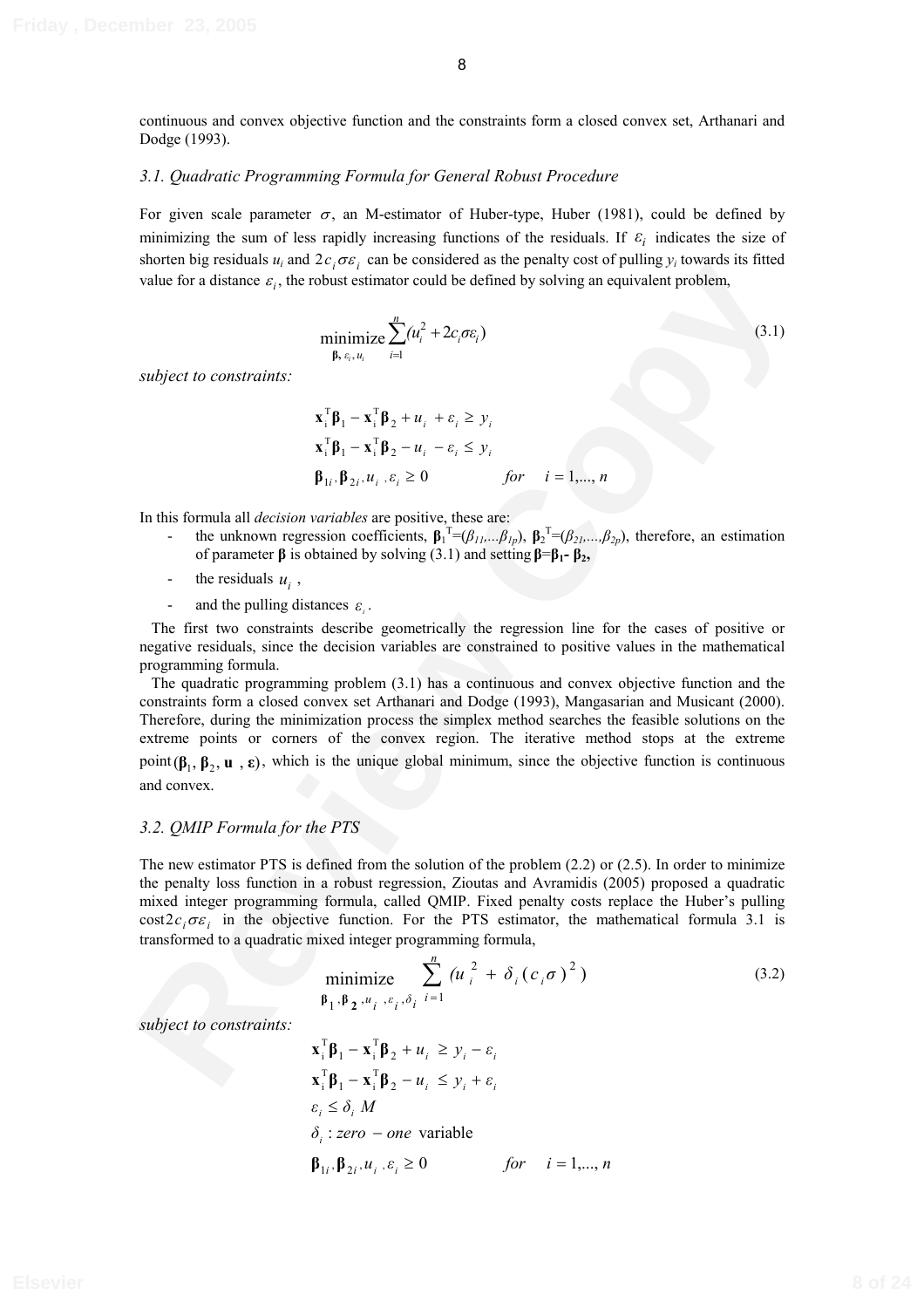continuous and convex objective function and the constraints form a closed convex set, Arthanari and Dodge (1993).

### *3.1. Quadratic Programming Formula for General Robust Procedure*

For given scale parameter $\sigma$, an M-estimator of Huber-type, Huber (1981), could be defined by minimizing the sum of less rapidly increasing functions of the residuals. If $\varepsilon_i$ indicates the size of shorten big residuals $u_i$ and $2c_i\sigma\varepsilon_i$ can be considered as the penalty cost of pulling $y_i$ towards its fitted value for a distance $\varepsilon_i$, the robust estimator could be defined by solving an equivalent problem,

$$\underset{\boldsymbol{\beta},\, \varepsilon_i,\, u_i}{\text{minimize}} \sum_{i=1}^{n} (u_i^2 + 2c_i\sigma\varepsilon_i) \tag{3.1}$$

*subject to constraints:*

$$\mathbf{x}_i^{\mathrm{T}}\boldsymbol{\beta}_1 - \mathbf{x}_i^{\mathrm{T}}\boldsymbol{\beta}_2 + u_i + \varepsilon_i \geq y_i$$
$$\mathbf{x}_i^{\mathrm{T}}\boldsymbol{\beta}_1 - \mathbf{x}_i^{\mathrm{T}}\boldsymbol{\beta}_2 - u_i - \varepsilon_i \leq y_i$$
$$\boldsymbol{\beta}_{1i}, \boldsymbol{\beta}_{2i}, u_i, \varepsilon_i \geq 0 \qquad for \quad i = 1,..., n$$

In this formula all *decision variables* are positive, these are:

- the unknown regression coefficients, $\boldsymbol{\beta}_1^{\mathrm{T}}=(\beta_{11},...\beta_{1p})$, $\boldsymbol{\beta}_2^{\mathrm{T}}=(\beta_{21},...,\beta_{2p})$, therefore, an estimation of parameter $\boldsymbol{\beta}$ is obtained by solving (3.1) and setting $\boldsymbol{\beta}=\boldsymbol{\beta}_1 - \boldsymbol{\beta}_2$,
- the residuals $u_i$ ,
- and the pulling distances $\varepsilon_i$ .

The first two constraints describe geometrically the regression line for the cases of positive or negative residuals, since the decision variables are constrained to positive values in the mathematical programming formula.

The quadratic programming problem (3.1) has a continuous and convex objective function and the constraints form a closed convex set Arthanari and Dodge (1993), Mangasarian and Musicant (2000). Therefore, during the minimization process the simplex method searches the feasible solutions on the extreme points or corners of the convex region. The iterative method stops at the extreme point $(\boldsymbol{\beta}_1, \boldsymbol{\beta}_2, \mathbf{u}\ , \boldsymbol{\varepsilon})$, which is the unique global minimum, since the objective function is continuous and convex.

### *3.2. QMIP Formula for the PTS*

The new estimator PTS is defined from the solution of the problem (2.2) or (2.5). In order to minimize the penalty loss function in a robust regression, Zioutas and Avramidis (2005) proposed a quadratic mixed integer programming formula, called QMIP. Fixed penalty costs replace the Huber's pulling cost $2c_i\sigma\varepsilon_i$ in the objective function. For the PTS estimator, the mathematical formula 3.1 is transformed to a quadratic mixed integer programming formula,

$$\underset{\boldsymbol{\beta}_1, \boldsymbol{\beta}_2, u_i, \varepsilon_i, \delta_i}{\text{minimize}} \sum_{i=1}^{n} (u_i^2 + \delta_i (c_i\sigma)^2) \tag{3.2}$$

*subject to constraints:*

$$\mathbf{x}_i^{\mathrm{T}}\boldsymbol{\beta}_1 - \mathbf{x}_i^{\mathrm{T}}\boldsymbol{\beta}_2 + u_i \geq y_i - \varepsilon_i$$
$$\mathbf{x}_i^{\mathrm{T}}\boldsymbol{\beta}_1 - \mathbf{x}_i^{\mathrm{T}}\boldsymbol{\beta}_2 - u_i \leq y_i + \varepsilon_i$$
$$\varepsilon_i \leq \delta_i\, M$$
$$\delta_i : zero - one \text{ variable}$$
$$\boldsymbol{\beta}_{1i}, \boldsymbol{\beta}_{2i}, u_i, \varepsilon_i \geq 0 \qquad for \quad i = 1,..., n$$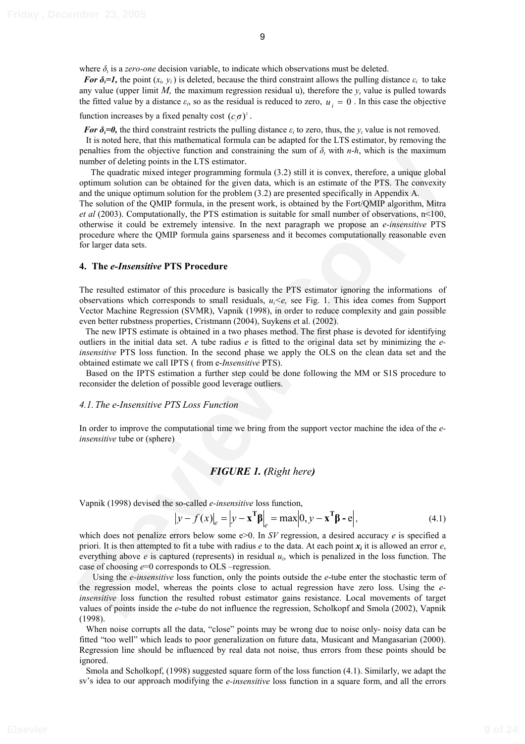where $\delta_i$ is a *zero-one* decision variable, to indicate which observations must be deleted.

***For $\delta_i$=1,*** the point $(x_i, y_i)$ is deleted, because the third constraint allows the pulling distance $\varepsilon_i$ to take any value (upper limit *M,* the maximum regression residual u), therefore the $y_i$ value is pulled towards the fitted value by a distance $\varepsilon_i$, so as the residual is reduced to zero, $u_i = 0$. In this case the objective function increases by a fixed penalty cost $(c_i\sigma)^2$.

***For $\delta_i$=0,*** the third constraint restricts the pulling distance $\varepsilon_i$ to zero, thus, the $y_i$ value is not removed.

It is noted here, that this mathematical formula can be adapted for the LTS estimator, by removing the penalties from the objective function and constraining the sum of $\delta_i$ with *n-h*, which is the maximum number of deleting points in the LTS estimator.

The quadratic mixed integer programming formula (3.2) still it is convex, therefore, a unique global optimum solution can be obtained for the given data, which is an estimate of the PTS. The convexity and the unique optimum solution for the problem (3.2) are presented specifically in Appendix A.

The solution of the QMIP formula, in the present work, is obtained by the Fort/QMIP algorithm, Mitra *et al* (2003). Computationally, the PTS estimation is suitable for small number of observations, n<100, otherwise it could be extremely intensive. In the next paragraph we propose an *e-insensitive* PTS procedure where the QMIP formula gains sparseness and it becomes computationally reasonable even for larger data sets.

## 4. The *e-Insensitive* PTS Procedure

The resulted estimator of this procedure is basically the PTS estimator ignoring the informations of observations which corresponds to small residuals, $u_i$<*e,* see Fig. 1. This idea comes from Support Vector Machine Regression (SVMR), Vapnik (1998), in order to reduce complexity and gain possible even better rubstness properties, Cristmann (2004), Suykens et al. (2002).

The new IPTS estimate is obtained in a two phases method. The first phase is devoted for identifying outliers in the initial data set. A tube radius *e* is fitted to the original data set by minimizing the *e-insensitive* PTS loss function. In the second phase we apply the OLS on the clean data set and the obtained estimate we call IPTS ( from e-*Insensitive* PTS).

Based on the IPTS estimation a further step could be done following the MM or S1S procedure to reconsider the deletion of possible good leverage outliers.

### *4.1. The e-Insensitive PTS Loss Function*

In order to improve the computational time we bring from the support vector machine the idea of the *e-insensitive* tube or (sphere)

***FIGURE 1. (****Right here****)***

Vapnik (1998) devised the so-called *e-insensitive* loss function,

$$|y - f(x)|_e = \left|y - \mathbf{x}^{\mathbf{T}}\boldsymbol{\beta}\right|_e = \max\left|0, y - \mathbf{x}^{\mathbf{T}}\boldsymbol{\beta} - \mathrm{e}\right|, \tag{4.1}$$

which does not penalize errors below some e>0. In *SV* regression, a desired accuracy *e* is specified a priori. It is then attempted to fit a tube with radius *e* to the data. At each point $\boldsymbol{x}_i$ it is allowed an error *e*, everything above *e* is captured (represents) in residual $u_i$, which is penalized in the loss function. The case of choosing *e*=0 corresponds to OLS –regression.

Using the *e-insensitive* loss function, only the points outside the *e*-tube enter the stochastic term of the regression model, whereas the points close to actual regression have zero loss. Using the *e-insensitive* loss function the resulted robust estimator gains resistance. Local movements of target values of points inside the *e*-tube do not influence the regression, Scholkopf and Smola (2002), Vapnik (1998).

When noise corrupts all the data, "close" points may be wrong due to noise only- noisy data can be fitted "too well" which leads to poor generalization on future data, Musicant and Mangasarian (2000). Regression line should be influenced by real data not noise, thus errors from these points should be ignored.

Smola and Scholkopf, (1998) suggested square form of the loss function (4.1). Similarly, we adapt the sv's idea to our approach modifying the *e-insensitive* loss function in a square form, and all the errors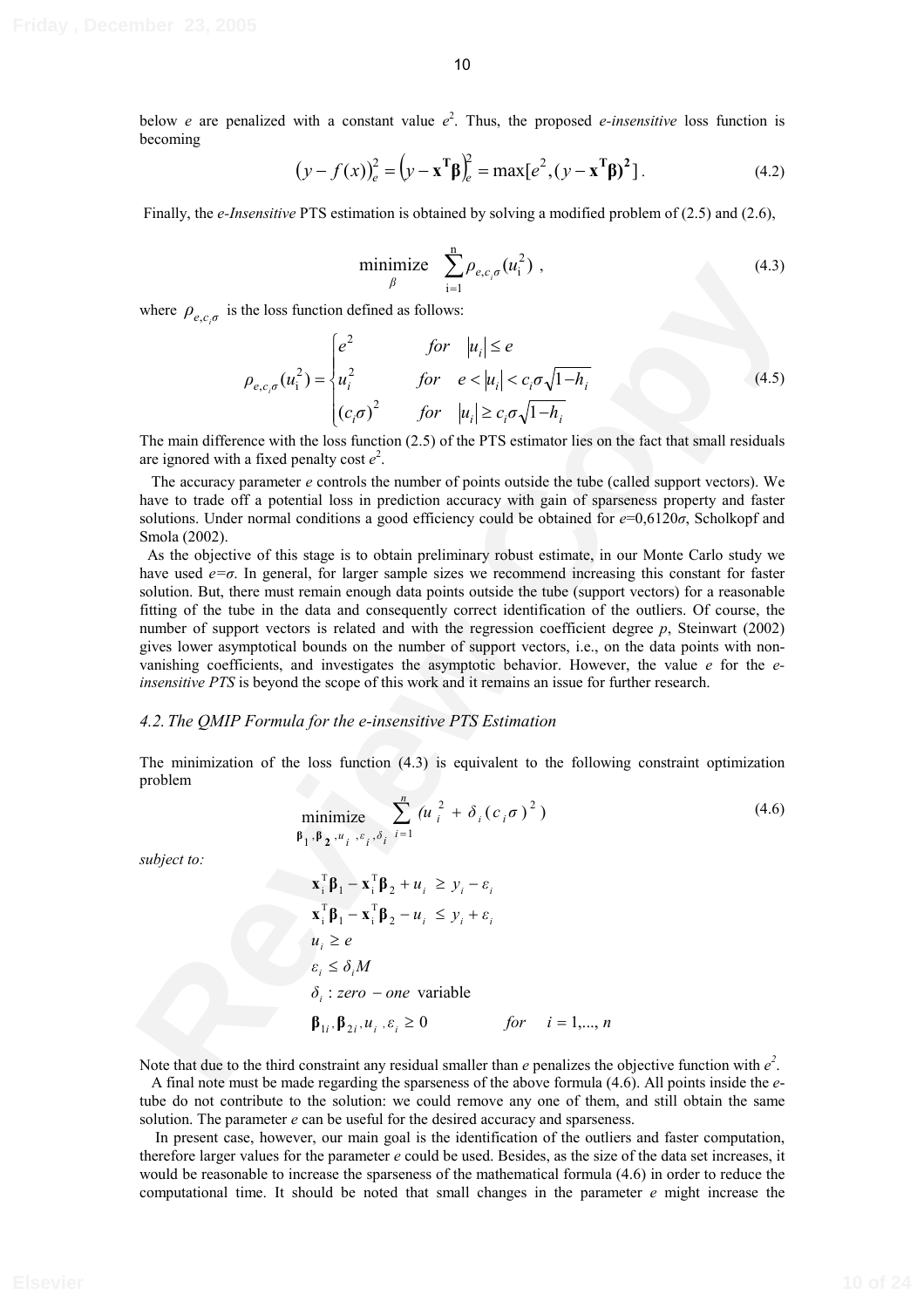below $e$ are penalized with a constant value $e^2$. Thus, the proposed *e-insensitive* loss function is becoming

$$(y - f(x))_e^2 = \left(y - \mathbf{x}^{\mathbf{T}}\boldsymbol{\beta}\right)_e^2 = \max[e^2, (y - \mathbf{x}^{\mathbf{T}}\boldsymbol{\beta})^2]. \tag{4.2}$$

Finally, the *e-Insensitive* PTS estimation is obtained by solving a modified problem of (2.5) and (2.6),

$$\underset{\beta}{\text{minimize}} \quad \sum_{i=1}^{n} \rho_{e,c_i\sigma}(u_i^2) \ , \tag{4.3}$$

where $\rho_{e,c_i\sigma}$ is the loss function defined as follows:

$$\rho_{e,c_i\sigma}(u_i^2) = \begin{cases} e^2 & for \quad |u_i| \le e \\ u_i^2 & for \quad e < |u_i| < c_i\sigma\sqrt{1-h_i} \\ (c_i\sigma)^2 & for \quad |u_i| \ge c_i\sigma\sqrt{1-h_i} \end{cases} \tag{4.5}$$

The main difference with the loss function (2.5) of the PTS estimator lies on the fact that small residuals are ignored with a fixed penalty cost $e^2$.

The accuracy parameter $e$ controls the number of points outside the tube (called support vectors). We have to trade off a potential loss in prediction accuracy with gain of sparseness property and faster solutions. Under normal conditions a good efficiency could be obtained for $e$=0,6120$\sigma$, Scholkopf and Smola (2002).

As the objective of this stage is to obtain preliminary robust estimate, in our Monte Carlo study we have used $e=\sigma$. In general, for larger sample sizes we recommend increasing this constant for faster solution. But, there must remain enough data points outside the tube (support vectors) for a reasonable fitting of the tube in the data and consequently correct identification of the outliers. Of course, the number of support vectors is related and with the regression coefficient degree $p$, Steinwart (2002) gives lower asymptotical bounds on the number of support vectors, i.e., on the data points with non-vanishing coefficients, and investigates the asymptotic behavior. However, the value $e$ for the *e-insensitive PTS* is beyond the scope of this work and it remains an issue for further research.

### 4.2. The QMIP Formula for the e-insensitive PTS Estimation

The minimization of the loss function (4.3) is equivalent to the following constraint optimization problem

$$\underset{\boldsymbol{\beta}_1,\boldsymbol{\beta}_2,u_i,\varepsilon_i,\delta_i}{\text{minimize}} \quad \sum_{i=1}^{n} (u_i^2 + \delta_i (c_i\sigma)^2) \tag{4.6}$$

*subject to:*

$$\begin{aligned}
&\mathbf{x}_i^{\mathrm{T}}\boldsymbol{\beta}_1 - \mathbf{x}_i^{\mathrm{T}}\boldsymbol{\beta}_2 + u_i \ \ge \ y_i - \varepsilon_i \\
&\mathbf{x}_i^{\mathrm{T}}\boldsymbol{\beta}_1 - \mathbf{x}_i^{\mathrm{T}}\boldsymbol{\beta}_2 - u_i \ \le \ y_i + \varepsilon_i \\
&u_i \ge e \\
&\varepsilon_i \le \delta_i M \\
&\delta_i : zero - one \ \text{variable} \\
&\boldsymbol{\beta}_{1i}, \boldsymbol{\beta}_{2i}, u_i, \varepsilon_i \ge 0 \qquad\qquad for \quad i = 1,..., n
\end{aligned}$$

Note that due to the third constraint any residual smaller than $e$ penalizes the objective function with $e^2$.

A final note must be made regarding the sparseness of the above formula (4.6). All points inside the $e$-tube do not contribute to the solution: we could remove any one of them, and still obtain the same solution. The parameter $e$ can be useful for the desired accuracy and sparseness.

In present case, however, our main goal is the identification of the outliers and faster computation, therefore larger values for the parameter $e$ could be used. Besides, as the size of the data set increases, it would be reasonable to increase the sparseness of the mathematical formula (4.6) in order to reduce the computational time. It should be noted that small changes in the parameter $e$ might increase the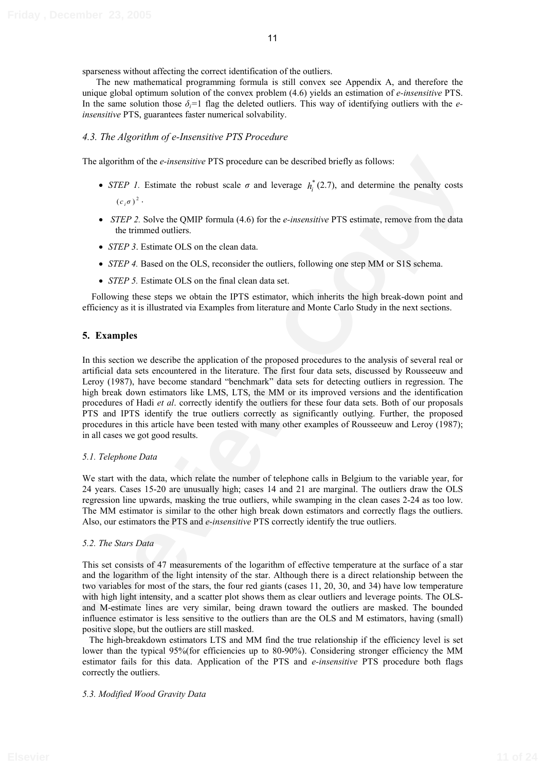sparseness without affecting the correct identification of the outliers.

The new mathematical programming formula is still convex see Appendix A, and therefore the unique global optimum solution of the convex problem (4.6) yields an estimation of *e-insensitive* PTS. In the same solution those $\delta_i$=1 flag the deleted outliers. This way of identifying outliers with the *e-insensitive* PTS, guarantees faster numerical solvability.

### *4.3. The Algorithm of e-Insensitive PTS Procedure*

The algorithm of the *e-insensitive* PTS procedure can be described briefly as follows:

- *STEP 1.* Estimate the robust scale $\sigma$ and leverage $h_i^*$ (2.7), and determine the penalty costs $(c_i\sigma)^2$.
- *STEP 2.* Solve the QMIP formula (4.6) for the *e-insensitive* PTS estimate, remove from the data the trimmed outliers.
- *STEP 3*. Estimate OLS on the clean data.
- *STEP 4.* Based on the OLS, reconsider the outliers, following one step MM or S1S schema.
- *STEP 5.* Estimate OLS on the final clean data set.

Following these steps we obtain the IPTS estimator, which inherits the high break-down point and efficiency as it is illustrated via Examples from literature and Monte Carlo Study in the next sections.

## 5. Examples

In this section we describe the application of the proposed procedures to the analysis of several real or artificial data sets encountered in the literature. The first four data sets, discussed by Rousseeuw and Leroy (1987), have become standard "benchmark" data sets for detecting outliers in regression. The high break down estimators like LMS, LTS, the MM or its improved versions and the identification procedures of Hadi *et al*. correctly identify the outliers for these four data sets. Both of our proposals PTS and IPTS identify the true outliers correctly as significantly outlying. Further, the proposed procedures in this article have been tested with many other examples of Rousseeuw and Leroy (1987); in all cases we got good results.

### *5.1. Telephone Data*

We start with the data, which relate the number of telephone calls in Belgium to the variable year, for 24 years. Cases 15-20 are unusually high; cases 14 and 21 are marginal. The outliers draw the OLS regression line upwards, masking the true outliers, while swamping in the clean cases 2-24 as too low. The MM estimator is similar to the other high break down estimators and correctly flags the outliers. Also, our estimators the PTS and *e-insensitive* PTS correctly identify the true outliers.

### *5.2. The Stars Data*

This set consists of 47 measurements of the logarithm of effective temperature at the surface of a star and the logarithm of the light intensity of the star. Although there is a direct relationship between the two variables for most of the stars, the four red giants (cases 11, 20, 30, and 34) have low temperature with high light intensity, and a scatter plot shows them as clear outliers and leverage points. The OLS- and M-estimate lines are very similar, being drawn toward the outliers are masked. The bounded influence estimator is less sensitive to the outliers than are the OLS and M estimators, having (small) positive slope, but the outliers are still masked.

The high-breakdown estimators LTS and MM find the true relationship if the efficiency level is set lower than the typical 95%(for efficiencies up to 80-90%). Considering stronger efficiency the MM estimator fails for this data. Application of the PTS and *e-insensitive* PTS procedure both flags correctly the outliers.

### *5.3. Modified Wood Gravity Data*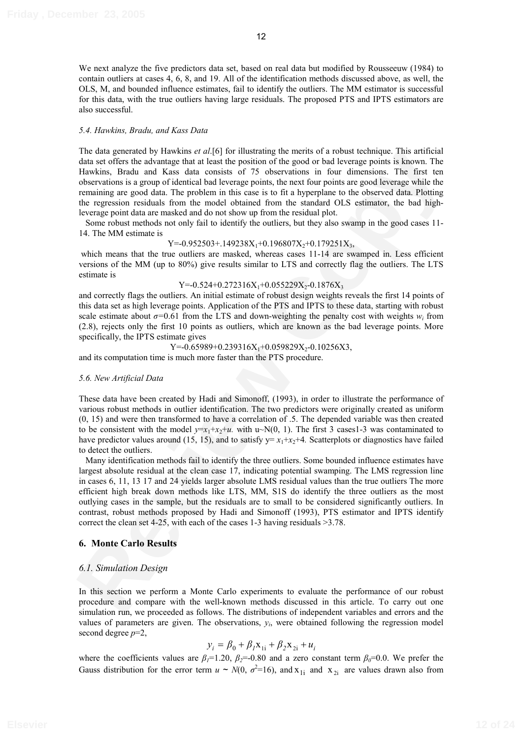We next analyze the five predictors data set, based on real data but modified by Rousseeuw (1984) to contain outliers at cases 4, 6, 8, and 19. All of the identification methods discussed above, as well, the OLS, M, and bounded influence estimates, fail to identify the outliers. The MM estimator is successful for this data, with the true outliers having large residuals. The proposed PTS and IPTS estimators are also successful.

### *5.4. Hawkins, Bradu, and Kass Data*

The data generated by Hawkins *et al*.[6] for illustrating the merits of a robust technique. This artificial data set offers the advantage that at least the position of the good or bad leverage points is known. The Hawkins, Bradu and Kass data consists of 75 observations in four dimensions. The first ten observations is a group of identical bad leverage points, the next four points are good leverage while the remaining are good data. The problem in this case is to fit a hyperplane to the observed data. Plotting the regression residuals from the model obtained from the standard OLS estimator, the bad high-leverage point data are masked and do not show up from the residual plot.

Some robust methods not only fail to identify the outliers, but they also swamp in the good cases 11-14. The MM estimate is

$$Y=-0.952503+.149238X_1+0.196807X_2+0.179251X_3,$$

which means that the true outliers are masked, whereas cases 11-14 are swamped in. Less efficient versions of the MM (up to 80%) give results similar to LTS and correctly flag the outliers. The LTS estimate is

$$Y=-0.524+0.272316X_1+0.055229X_2-0.1876X_3$$

and correctly flags the outliers. An initial estimate of robust design weights reveals the first 14 points of this data set as high leverage points. Application of the PTS and IPTS to these data, starting with robust scale estimate about $\sigma$=0.61 from the LTS and down-weighting the penalty cost with weights $w_i$ from (2.8), rejects only the first 10 points as outliers, which are known as the bad leverage points. More specifically, the IPTS estimate gives

$$Y=-0.65989+0.239316X_1+0.059829X_2-0.10256X_3,$$

and its computation time is much more faster than the PTS procedure.

### *5.6. New Artificial Data*

These data have been created by Hadi and Simonoff, (1993), in order to illustrate the performance of various robust methods in outlier identification. The two predictors were originally created as uniform (0, 15) and were then transformed to have a correlation of .5. The depended variable was then created to be consistent with the model $y=x_1+x_2+u$. with u~N(0, 1). The first 3 cases1-3 was contaminated to have predictor values around (15, 15), and to satisfy y= $x_1+x_2+4$. Scatterplots or diagnostics have failed to detect the outliers.

Many identification methods fail to identify the three outliers. Some bounded influence estimates have largest absolute residual at the clean case 17, indicating potential swamping. The LMS regression line in cases 6, 11, 13 17 and 24 yields larger absolute LMS residual values than the true outliers The more efficient high break down methods like LTS, MM, S1S do identify the three outliers as the most outlying cases in the sample, but the residuals are to small to be considered significantly outliers. In contrast, robust methods proposed by Hadi and Simonoff (1993), PTS estimator and IPTS identify correct the clean set 4-25, with each of the cases 1-3 having residuals >3.78.

## 6. Monte Carlo Results

### *6.1. Simulation Design*

In this section we perform a Monte Carlo experiments to evaluate the performance of our robust procedure and compare with the well-known methods discussed in this article. To carry out one simulation run, we proceeded as follows. The distributions of independent variables and errors and the values of parameters are given. The observations, $y_i$, were obtained following the regression model second degree $p$=2,

$$y_i = \beta_0 + \beta_1 x_{1i} + \beta_2 x_{2i} + u_i$$

where the coefficients values are $\beta_1$=1.20, $\beta_2$=-0.80 and a zero constant term $\beta_0$=0.0. We prefer the Gauss distribution for the error term $u \sim N(0, \sigma^2=16)$, and $x_{1i}$ and $x_{2i}$ are values drawn also from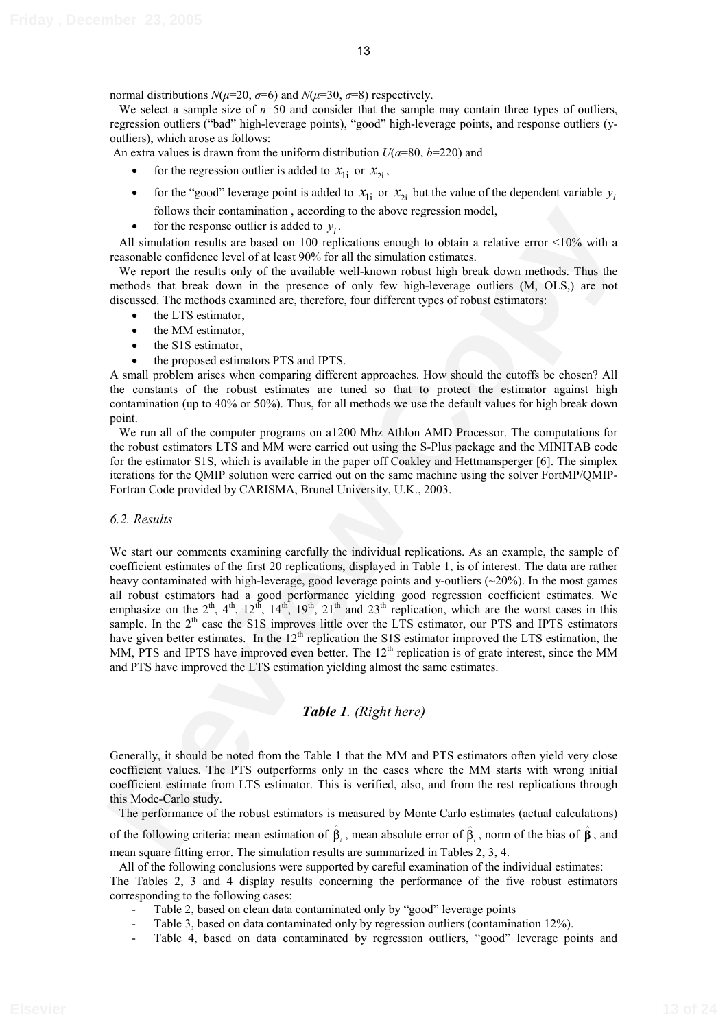normal distributions $N(\mu=20, \sigma=6)$ and $N(\mu=30, \sigma=8)$ respectively.

We select a sample size of $n$=50 and consider that the sample may contain three types of outliers, regression outliers ("bad" high-leverage points), "good" high-leverage points, and response outliers (y-outliers), which arose as follows:

An extra values is drawn from the uniform distribution $U(a=80, b=220)$ and

- for the regression outlier is added to $x_{1i}$ or $x_{2i}$,
- for the "good" leverage point is added to $x_{1i}$ or $x_{2i}$ but the value of the dependent variable $y_i$ follows their contamination , according to the above regression model,
- for the response outlier is added to $y_i$.

All simulation results are based on 100 replications enough to obtain a relative error <10% with a reasonable confidence level of at least 90% for all the simulation estimates.

We report the results only of the available well-known robust high break down methods. Thus the methods that break down in the presence of only few high-leverage outliers (M, OLS,) are not discussed. The methods examined are, therefore, four different types of robust estimators:

- the LTS estimator,
- the MM estimator,
- the S1S estimator,
- the proposed estimators PTS and IPTS.

A small problem arises when comparing different approaches. How should the cutoffs be chosen? All the constants of the robust estimates are tuned so that to protect the estimator against high contamination (up to 40% or 50%). Thus, for all methods we use the default values for high break down point.

We run all of the computer programs on a1200 Mhz Athlon AMD Processor. The computations for the robust estimators LTS and MM were carried out using the S-Plus package and the MINITAB code for the estimator S1S, which is available in the paper off Coakley and Hettmansperger [6]. The simplex iterations for the QMIP solution were carried out on the same machine using the solver FortMP/QMIP-Fortran Code provided by CARISMA, Brunel University, U.K., 2003.

### *6.2. Results*

We start our comments examining carefully the individual replications. As an example, the sample of coefficient estimates of the first 20 replications, displayed in Table 1, is of interest. The data are rather heavy contaminated with high-leverage, good leverage points and y-outliers (~20%). In the most games all robust estimators had a good performance yielding good regression coefficient estimates. We emphasize on the 2th, 4th, 12th, 14th, 19th, 21th and 23th replication, which are the worst cases in this sample. In the 2th case the S1S improves little over the LTS estimator, our PTS and IPTS estimators have given better estimates. In the 12th replication the S1S estimator improved the LTS estimation, the MM, PTS and IPTS have improved even better. The 12th replication is of grate interest, since the MM and PTS have improved the LTS estimation yielding almost the same estimates.

***Table 1**. (Right here)*

Generally, it should be noted from the Table 1 that the MM and PTS estimators often yield very close coefficient values. The PTS outperforms only in the cases where the MM starts with wrong initial coefficient estimate from LTS estimator. This is verified, also, and from the rest replications through this Mode-Carlo study.

The performance of the robust estimators is measured by Monte Carlo estimates (actual calculations) of the following criteria: mean estimation of $\hat{\beta}_i$, mean absolute error of $\hat{\beta}_i$, norm of the bias of $\hat{\boldsymbol{\beta}}$, and mean square fitting error. The simulation results are summarized in Tables 2, 3, 4.

All of the following conclusions were supported by careful examination of the individual estimates: The Tables 2, 3 and 4 display results concerning the performance of the five robust estimators corresponding to the following cases:

- Table 2, based on clean data contaminated only by "good" leverage points
- Table 3, based on data contaminated only by regression outliers (contamination 12%).
- Table 4, based on data contaminated by regression outliers, "good" leverage points and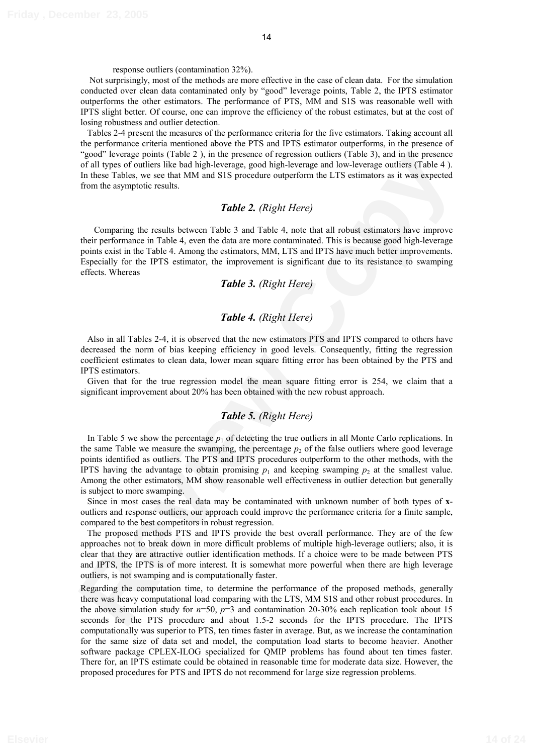response outliers (contamination 32%).

Not surprisingly, most of the methods are more effective in the case of clean data. For the simulation conducted over clean data contaminated only by "good" leverage points, Table 2, the IPTS estimator outperforms the other estimators. The performance of PTS, MM and S1S was reasonable well with IPTS slight better. Of course, one can improve the efficiency of the robust estimates, but at the cost of losing robustness and outlier detection.

Tables 2-4 present the measures of the performance criteria for the five estimators. Taking account all the performance criteria mentioned above the PTS and IPTS estimator outperforms, in the presence of "good" leverage points (Table 2 ), in the presence of regression outliers (Table 3), and in the presence of all types of outliers like bad high-leverage, good high-leverage and low-leverage outliers (Table 4 ). In these Tables, we see that MM and S1S procedure outperform the LTS estimators as it was expected from the asymptotic results.

***Table 2.*** *(Right Here)*

Comparing the results between Table 3 and Table 4, note that all robust estimators have improve their performance in Table 4, even the data are more contaminated. This is because good high-leverage points exist in the Table 4. Among the estimators, MM, LTS and IPTS have much better improvements. Especially for the IPTS estimator, the improvement is significant due to its resistance to swamping effects. Whereas

***Table 3.*** *(Right Here)*

***Table 4.*** *(Right Here)*

Also in all Tables 2-4, it is observed that the new estimators PTS and IPTS compared to others have decreased the norm of bias keeping efficiency in good levels. Consequently, fitting the regression coefficient estimates to clean data, lower mean square fitting error has been obtained by the PTS and IPTS estimators.

Given that for the true regression model the mean square fitting error is 254, we claim that a significant improvement about 20% has been obtained with the new robust approach.

***Table 5.*** *(Right Here)*

In Table 5 we show the percentage $p_1$ of detecting the true outliers in all Monte Carlo replications. In the same Table we measure the swamping, the percentage $p_2$ of the false outliers where good leverage points identified as outliers. The PTS and IPTS procedures outperform to the other methods, with the IPTS having the advantage to obtain promising $p_1$ and keeping swamping $p_2$ at the smallest value. Among the other estimators, MM show reasonable well effectiveness in outlier detection but generally is subject to more swamping.

Since in most cases the real data may be contaminated with unknown number of both types of **x**-outliers and response outliers, our approach could improve the performance criteria for a finite sample, compared to the best competitors in robust regression.

The proposed methods PTS and IPTS provide the best overall performance. They are of the few approaches not to break down in more difficult problems of multiple high-leverage outliers; also, it is clear that they are attractive outlier identification methods. If a choice were to be made between PTS and IPTS, the IPTS is of more interest. It is somewhat more powerful when there are high leverage outliers, is not swamping and is computationally faster.

Regarding the computation time, to determine the performance of the proposed methods, generally there was heavy computational load comparing with the LTS, MM S1S and other robust procedures. In the above simulation study for $n$=50, $p$=3 and contamination 20-30% each replication took about 15 seconds for the PTS procedure and about 1.5-2 seconds for the IPTS procedure. The IPTS computationally was superior to PTS, ten times faster in average. But, as we increase the contamination for the same size of data set and model, the computation load starts to become heavier. Another software package CPLEX-ILOG specialized for QMIP problems has found about ten times faster. There for, an IPTS estimate could be obtained in reasonable time for moderate data size. However, the proposed procedures for PTS and IPTS do not recommend for large size regression problems.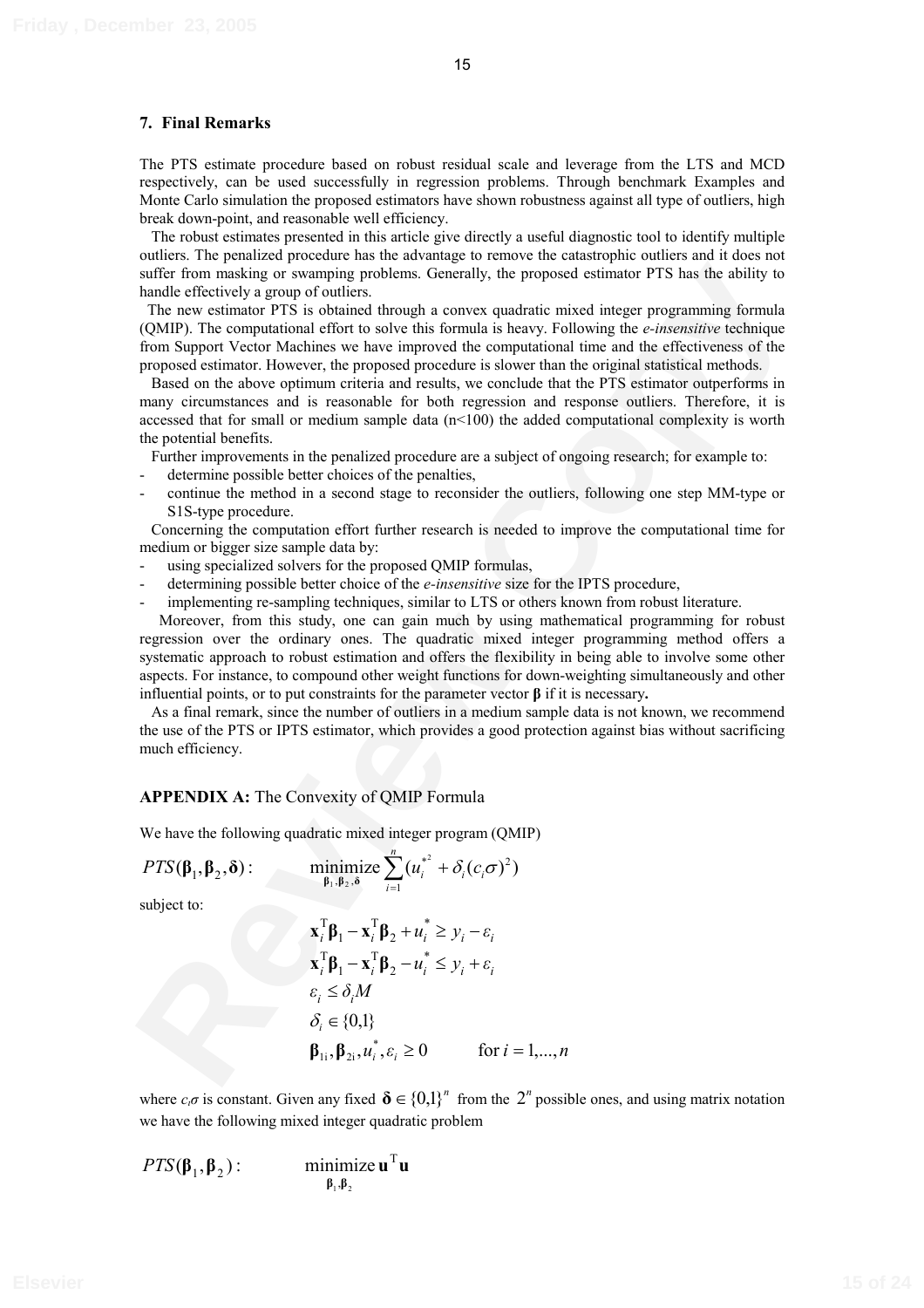## 7. Final Remarks

The PTS estimate procedure based on robust residual scale and leverage from the LTS and MCD respectively, can be used successfully in regression problems. Through benchmark Examples and Monte Carlo simulation the proposed estimators have shown robustness against all type of outliers, high break down-point, and reasonable well efficiency.

The robust estimates presented in this article give directly a useful diagnostic tool to identify multiple outliers. The penalized procedure has the advantage to remove the catastrophic outliers and it does not suffer from masking or swamping problems. Generally, the proposed estimator PTS has the ability to handle effectively a group of outliers.

The new estimator PTS is obtained through a convex quadratic mixed integer programming formula (QMIP). The computational effort to solve this formula is heavy. Following the *e-insensitive* technique from Support Vector Machines we have improved the computational time and the effectiveness of the proposed estimator. However, the proposed procedure is slower than the original statistical methods.

Based on the above optimum criteria and results, we conclude that the PTS estimator outperforms in many circumstances and is reasonable for both regression and response outliers. Therefore, it is accessed that for small or medium sample data ($n<100$) the added computational complexity is worth the potential benefits.

Further improvements in the penalized procedure are a subject of ongoing research; for example to:

- determine possible better choices of the penalties,
- continue the method in a second stage to reconsider the outliers, following one step MM-type or S1S-type procedure.

Concerning the computation effort further research is needed to improve the computational time for medium or bigger size sample data by:

- using specialized solvers for the proposed QMIP formulas,
- determining possible better choice of the *e-insensitive* size for the IPTS procedure,
- implementing re-sampling techniques, similar to LTS or others known from robust literature.

Moreover, from this study, one can gain much by using mathematical programming for robust regression over the ordinary ones. The quadratic mixed integer programming method offers a systematic approach to robust estimation and offers the flexibility in being able to involve some other aspects. For instance, to compound other weight functions for down-weighting simultaneously and other influential points, or to put constraints for the parameter vector $\boldsymbol{\beta}$ if it is necessary**.**

As a final remark, since the number of outliers in a medium sample data is not known, we recommend the use of the PTS or IPTS estimator, which provides a good protection against bias without sacrificing much efficiency.

## APPENDIX A: The Convexity of QMIP Formula

We have the following quadratic mixed integer program (QMIP)

$$PTS(\boldsymbol{\beta}_1, \boldsymbol{\beta}_2, \boldsymbol{\delta}): \qquad \underset{\boldsymbol{\beta}_1, \boldsymbol{\beta}_2, \boldsymbol{\delta}}{\text{minimize}} \sum_{i=1}^{n} (u_i^{*^2} + \delta_i (c_i \sigma)^2)$$

subject to:

$$\begin{aligned}
&\mathbf{x}_i^{\mathrm{T}} \boldsymbol{\beta}_1 - \mathbf{x}_i^{\mathrm{T}} \boldsymbol{\beta}_2 + u_i^* \geq y_i - \varepsilon_i \\
&\mathbf{x}_i^{\mathrm{T}} \boldsymbol{\beta}_1 - \mathbf{x}_i^{\mathrm{T}} \boldsymbol{\beta}_2 - u_i^* \leq y_i + \varepsilon_i \\
&\varepsilon_i \leq \delta_i M \\
&\delta_i \in \{0,1\} \\
&\boldsymbol{\beta}_{1i}, \boldsymbol{\beta}_{2i}, u_i^*, \varepsilon_i \geq 0 \qquad \text{for } i = 1, \ldots, n
\end{aligned}$$

where $c_i\sigma$ is constant. Given any fixed $\boldsymbol{\delta} \in \{0,1\}^n$ from the $2^n$ possible ones, and using matrix notation we have the following mixed integer quadratic problem

$$PTS(\boldsymbol{\beta}_1, \boldsymbol{\beta}_2): \qquad \underset{\boldsymbol{\beta}_1, \boldsymbol{\beta}_2}{\text{minimize}} \, \mathbf{u}^{\mathrm{T}} \mathbf{u}$$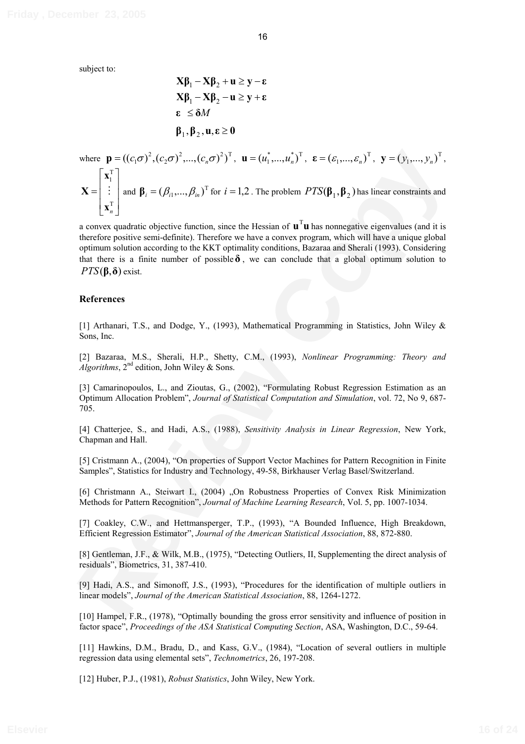subject to:

$$\mathbf{X\beta}_1 - \mathbf{X\beta}_2 + \mathbf{u} \geq \mathbf{y} - \boldsymbol{\varepsilon}$$
$$\mathbf{X\beta}_1 - \mathbf{X\beta}_2 - \mathbf{u} \geq \mathbf{y} + \boldsymbol{\varepsilon}$$
$$\boldsymbol{\varepsilon} \leq \boldsymbol{\delta} M$$
$$\boldsymbol{\beta}_1, \boldsymbol{\beta}_2, \mathbf{u}, \boldsymbol{\varepsilon} \geq \mathbf{0}$$

where $\mathbf{p} = ((c_1\sigma)^2, (c_2\sigma)^2, ..., (c_n\sigma)^2)^{\mathrm{T}}$, $\mathbf{u} = (u_1^*, ..., u_n^*)^{\mathrm{T}}$, $\boldsymbol{\varepsilon} = (\varepsilon_1, ..., \varepsilon_n)^{\mathrm{T}}$, $\mathbf{y} = (y_1, ..., y_n)^{\mathrm{T}}$, $\mathbf{X} = \begin{bmatrix} \mathbf{x}_1^{\mathrm{T}} \\ \vdots \\ \mathbf{x}_n^{\mathrm{T}} \end{bmatrix}$ and $\boldsymbol{\beta}_i = (\beta_{i1}, ..., \beta_{in})^{\mathrm{T}}$ for $i = 1,2$. The problem $PTS(\boldsymbol{\beta}_1, \boldsymbol{\beta}_2)$ has linear constraints and a convex quadratic objective function, since the Hessian of $\mathbf{u}^{\mathrm{T}}\mathbf{u}$ has nonnegative eigenvalues (and it is therefore positive semi-definite). Therefore we have a convex program, which will have a unique global optimum solution according to the KKT optimality conditions, Bazaraa and Sherali (1993). Considering that there is a finite number of possible $\boldsymbol{\delta}$, we can conclude that a global optimum solution to $PTS(\boldsymbol{\beta}, \boldsymbol{\delta})$ exist.

## References

[1] Arthanari, T.S., and Dodge, Y., (1993), Mathematical Programming in Statistics, John Wiley & Sons, Inc.

[2] Bazaraa, M.S., Sherali, H.P., Shetty, C.M., (1993), *Nonlinear Programming: Theory and Algorithms*, 2nd edition, John Wiley & Sons.

[3] Camarinopoulos, L., and Zioutas, G., (2002), "Formulating Robust Regression Estimation as an Optimum Allocation Problem", *Journal of Statistical Computation and Simulation*, vol. 72, No 9, 687-705.

[4] Chatterjee, S., and Hadi, A.S., (1988), *Sensitivity Analysis in Linear Regression*, New York, Chapman and Hall.

[5] Cristmann A., (2004), "On properties of Support Vector Machines for Pattern Recognition in Finite Samples", Statistics for Industry and Technology, 49-58, Birkhauser Verlag Basel/Switzerland.

[6] Christmann A., Steiwart I., (2004) „On Robustness Properties of Convex Risk Minimization Methods for Pattern Recognition", *Journal of Machine Learning Research*, Vol. 5, pp. 1007-1034.

[7] Coakley, C.W., and Hettmansperger, T.P., (1993), "A Bounded Influence, High Breakdown, Efficient Regression Estimator", *Journal of the American Statistical Association*, 88, 872-880.

[8] Gentleman, J.F., & Wilk, M.B., (1975), "Detecting Outliers, II, Supplementing the direct analysis of residuals", Biometrics, 31, 387-410.

[9] Hadi, A.S., and Simonoff, J.S., (1993), "Procedures for the identification of multiple outliers in linear models", *Journal of the American Statistical Association*, 88, 1264-1272.

[10] Hampel, F.R., (1978), "Optimally bounding the gross error sensitivity and influence of position in factor space", *Proceedings of the ASA Statistical Computing Section*, ASA, Washington, D.C., 59-64.

[11] Hawkins, D.M., Bradu, D., and Kass, G.V., (1984), "Location of several outliers in multiple regression data using elemental sets", *Technometrics*, 26, 197-208.

[12] Huber, P.J., (1981), *Robust Statistics*, John Wiley, New York.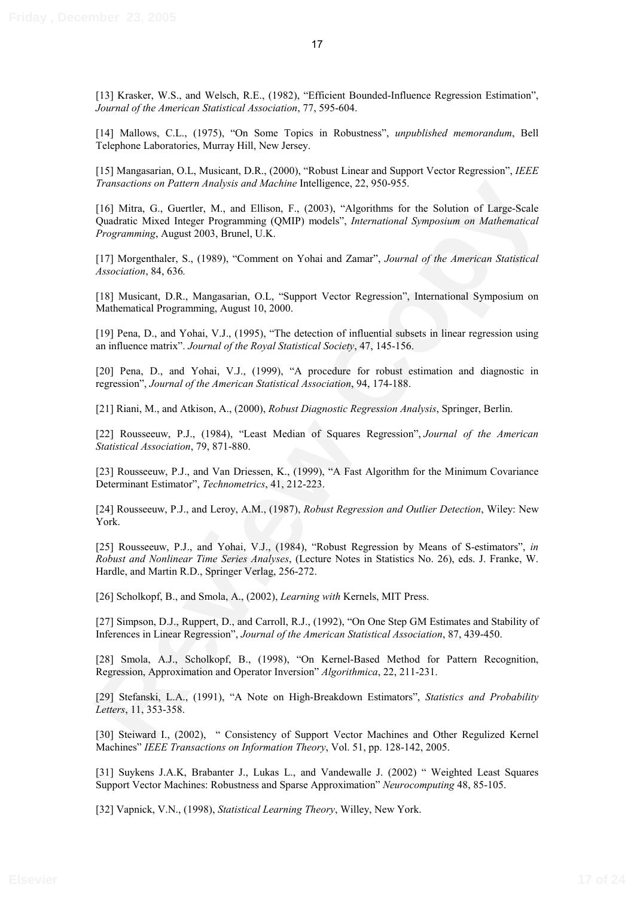[13] Krasker, W.S., and Welsch, R.E., (1982), "Efficient Bounded-Influence Regression Estimation", *Journal of the American Statistical Association*, 77, 595-604.

[14] Mallows, C.L., (1975), "On Some Topics in Robustness", *unpublished memorandum*, Bell Telephone Laboratories, Murray Hill, New Jersey.

[15] Mangasarian, O.L, Musicant, D.R., (2000), "Robust Linear and Support Vector Regression", *IEEE Transactions on Pattern Analysis and Machine* Intelligence, 22, 950-955.

[16] Mitra, G., Guertler, M., and Ellison, F., (2003), "Algorithms for the Solution of Large-Scale Quadratic Mixed Integer Programming (QMIP) models", *International Symposium on Mathematical Programming*, August 2003, Brunel, U.K.

[17] Morgenthaler, S., (1989), "Comment on Yohai and Zamar", *Journal of the American Statistical Association*, 84, 636*.*

[18] Musicant, D.R., Mangasarian, O.L, "Support Vector Regression", International Symposium on Mathematical Programming, August 10, 2000.

[19] Pena, D., and Yohai, V.J., (1995), "The detection of influential subsets in linear regression using an influence matrix". *Journal of the Royal Statistical Society*, 47, 145-156.

[20] Pena, D., and Yohai, V.J., (1999), "A procedure for robust estimation and diagnostic in regression", *Journal of the American Statistical Association*, 94, 174-188.

[21] Riani, M., and Atkison, A., (2000), *Robust Diagnostic Regression Analysis*, Springer, Berlin.

[22] Rousseeuw, P.J., (1984), "Least Median of Squares Regression", *Journal of the American Statistical Association*, 79, 871-880.

[23] Rousseeuw, P.J., and Van Driessen, K., (1999), "A Fast Algorithm for the Minimum Covariance Determinant Estimator", *Technometrics*, 41, 212-223.

[24] Rousseeuw, P.J., and Leroy, A.M., (1987), *Robust Regression and Outlier Detection*, Wiley: New York.

[25] Rousseeuw, P.J., and Yohai, V.J., (1984), "Robust Regression by Means of S-estimators", *in Robust and Nonlinear Time Series Analyses*, (Lecture Notes in Statistics No. 26), eds. J. Franke, W. Hardle, and Martin R.D., Springer Verlag, 256-272.

[26] Scholkopf, B., and Smola, A., (2002), *Learning with* Kernels, MIT Press.

[27] Simpson, D.J., Ruppert, D., and Carroll, R.J., (1992), "On One Step GM Estimates and Stability of Inferences in Linear Regression", *Journal of the American Statistical Association*, 87, 439-450.

[28] Smola, A.J., Scholkopf, B., (1998), "On Kernel-Based Method for Pattern Recognition, Regression, Approximation and Operator Inversion" *Algorithmica*, 22, 211-231.

[29] Stefanski, L.A., (1991), "A Note on High-Breakdown Estimators", *Statistics and Probability Letters*, 11, 353-358.

[30] Steiward I., (2002), " Consistency of Support Vector Machines and Other Regulized Kernel Machines" *IEEE Transactions on Information Theory*, Vol. 51, pp. 128-142, 2005.

[31] Suykens J.A.K, Brabanter J., Lukas L., and Vandewalle J. (2002) " Weighted Least Squares Support Vector Machines: Robustness and Sparse Approximation" *Neurocomputing* 48, 85-105.

[32] Vapnick, V.N., (1998), *Statistical Learning Theory*, Willey, New York.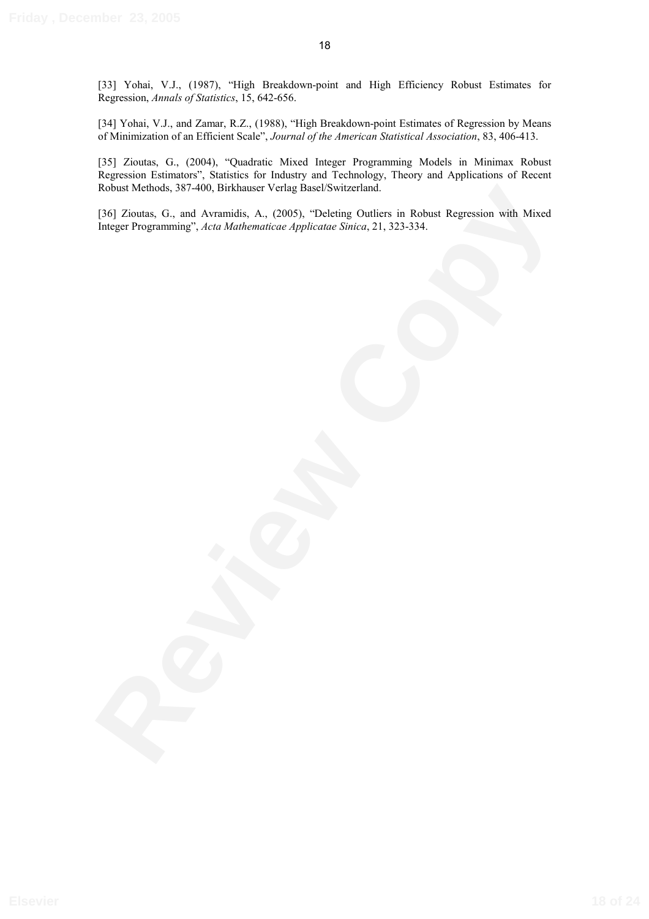[33] Yohai, V.J., (1987), "High Breakdown-point and High Efficiency Robust Estimates for Regression, *Annals of Statistics*, 15, 642-656.

[34] Yohai, V.J., and Zamar, R.Z., (1988), "High Breakdown-point Estimates of Regression by Means of Minimization of an Efficient Scale", *Journal of the American Statistical Association*, 83, 406-413.

[35] Zioutas, G., (2004), "Quadratic Mixed Integer Programming Models in Minimax Robust Regression Estimators", Statistics for Industry and Technology, Theory and Applications of Recent Robust Methods, 387-400, Birkhauser Verlag Basel/Switzerland.

[36] Zioutas, G., and Avramidis, A., (2005), "Deleting Outliers in Robust Regression with Mixed Integer Programming", *Acta Mathematicae Applicatae Sinica*, 21, 323-334.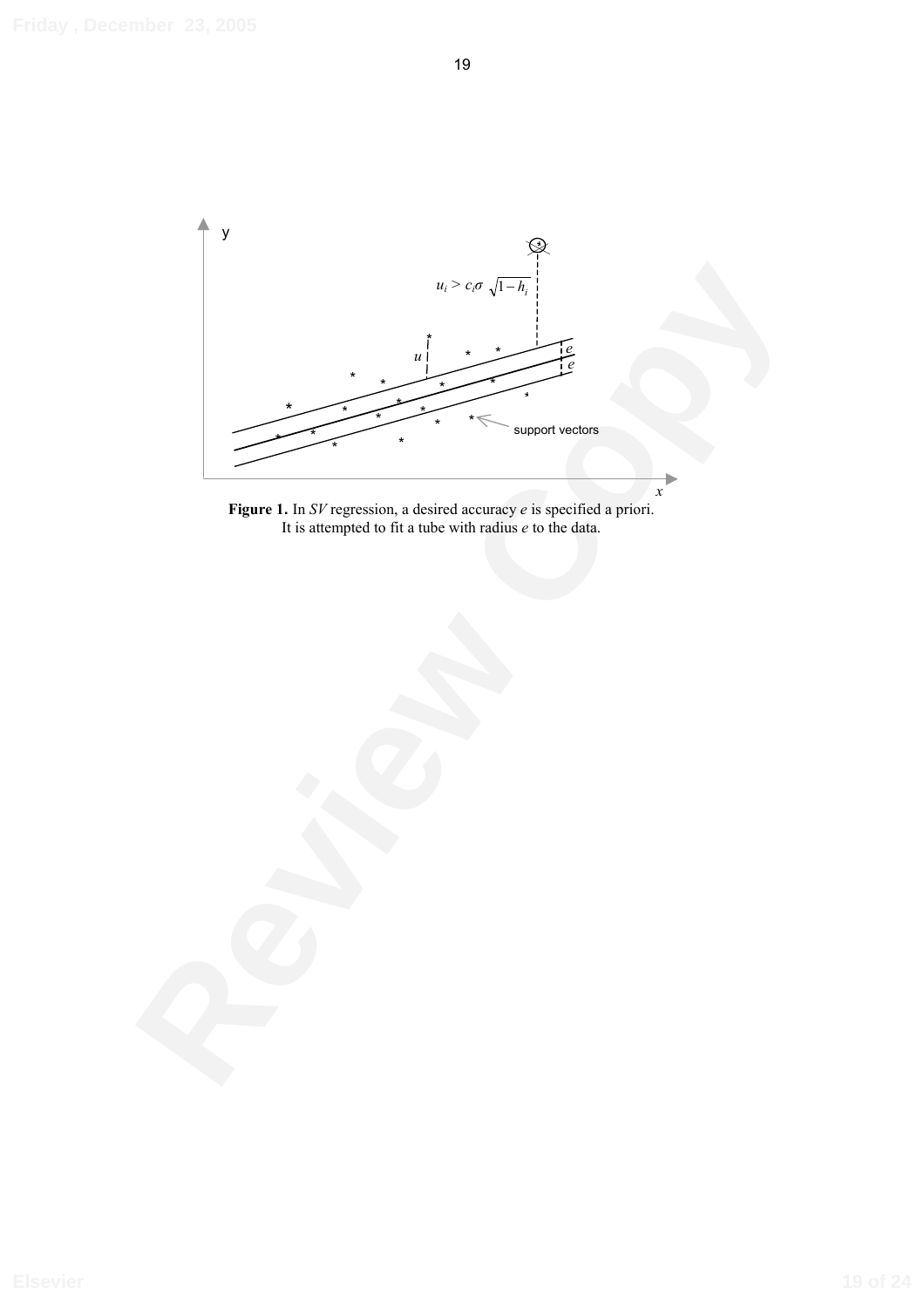**Figure 1.** In *SV* regression, a desired accuracy *e* is specified a priori. It is attempted to fit a tube with radius *e* to the data.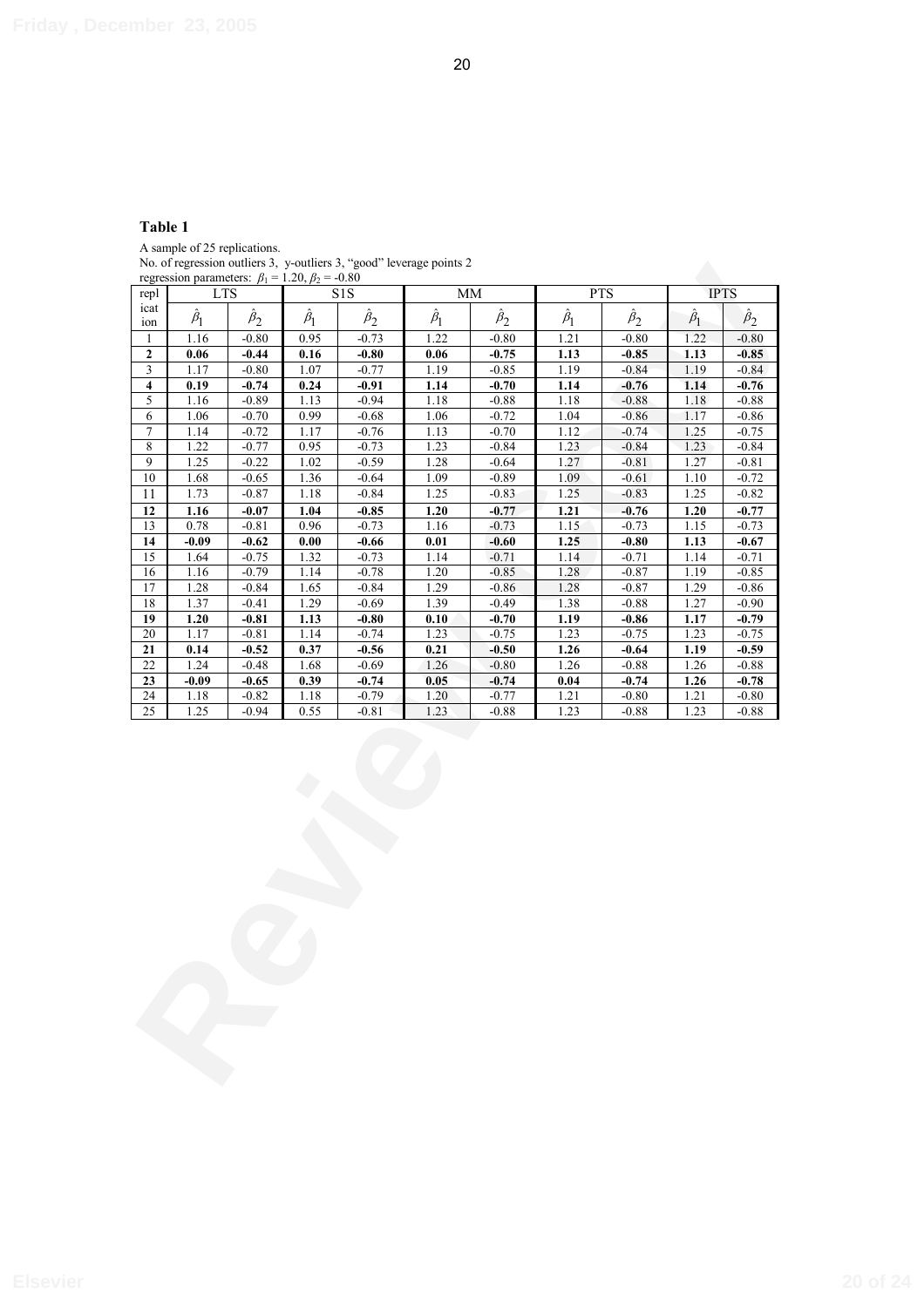**Table 1**

A sample of 25 replications.
No. of regression outliers 3, y-outliers 3, "good" leverage points 2
regression parameters: $\beta_1 = 1.20, \beta_2 = -0.80$

| replication | LTS | | S1S | | MM | | PTS | | IPTS | |
|---|---|---|---|---|---|---|---|---|---|---|
| | $\hat{\beta}_1$ | $\hat{\beta}_2$ | $\hat{\beta}_1$ | $\hat{\beta}_2$ | $\hat{\beta}_1$ | $\hat{\beta}_2$ | $\hat{\beta}_1$ | $\hat{\beta}_2$ | $\hat{\beta}_1$ | $\hat{\beta}_2$ |
| 1 | 1.16 | -0.80 | 0.95 | -0.73 | 1.22 | -0.80 | 1.21 | -0.80 | 1.22 | -0.80 |
| **2** | **0.06** | **-0.44** | **0.16** | **-0.80** | **0.06** | **-0.75** | **1.13** | **-0.85** | **1.13** | **-0.85** |
| 3 | 1.17 | -0.80 | 1.07 | -0.77 | 1.19 | -0.85 | 1.19 | -0.84 | 1.19 | -0.84 |
| **4** | **0.19** | **-0.74** | **0.24** | **-0.91** | **1.14** | **-0.70** | **1.14** | **-0.76** | **1.14** | **-0.76** |
| 5 | 1.16 | -0.89 | 1.13 | -0.94 | 1.18 | -0.88 | 1.18 | -0.88 | 1.18 | -0.88 |
| 6 | 1.06 | -0.70 | 0.99 | -0.68 | 1.06 | -0.72 | 1.04 | -0.86 | 1.17 | -0.86 |
| 7 | 1.14 | -0.72 | 1.17 | -0.76 | 1.13 | -0.70 | 1.12 | -0.74 | 1.25 | -0.75 |
| 8 | 1.22 | -0.77 | 0.95 | -0.73 | 1.23 | -0.84 | 1.23 | -0.84 | 1.23 | -0.84 |
| 9 | 1.25 | -0.22 | 1.02 | -0.59 | 1.28 | -0.64 | 1.27 | -0.81 | 1.27 | -0.81 |
| 10 | 1.68 | -0.65 | 1.36 | -0.64 | 1.09 | -0.89 | 1.09 | -0.61 | 1.10 | -0.72 |
| 11 | 1.73 | -0.87 | 1.18 | -0.84 | 1.25 | -0.83 | 1.25 | -0.83 | 1.25 | -0.82 |
| **12** | **1.16** | **-0.07** | **1.04** | **-0.85** | **1.20** | **-0.77** | **1.21** | **-0.76** | **1.20** | **-0.77** |
| 13 | 0.78 | -0.81 | 0.96 | -0.73 | 1.16 | -0.73 | 1.15 | -0.73 | 1.15 | -0.73 |
| **14** | **-0.09** | **-0.62** | **0.00** | **-0.66** | **0.01** | **-0.60** | **1.25** | **-0.80** | **1.13** | **-0.67** |
| 15 | 1.64 | -0.75 | 1.32 | -0.73 | 1.14 | -0.71 | 1.14 | -0.71 | 1.14 | -0.71 |
| 16 | 1.16 | -0.79 | 1.14 | -0.78 | 1.20 | -0.85 | 1.28 | -0.87 | 1.19 | -0.85 |
| 17 | 1.28 | -0.84 | 1.65 | -0.84 | 1.29 | -0.86 | 1.28 | -0.87 | 1.29 | -0.86 |
| 18 | 1.37 | -0.41 | 1.29 | -0.69 | 1.39 | -0.49 | 1.38 | -0.88 | 1.27 | -0.90 |
| **19** | **1.20** | **-0.81** | **1.13** | **-0.80** | **0.10** | **-0.70** | **1.19** | **-0.86** | **1.17** | **-0.79** |
| 20 | 1.17 | -0.81 | 1.14 | -0.74 | 1.23 | -0.75 | 1.23 | -0.75 | 1.23 | -0.75 |
| **21** | **0.14** | **-0.52** | **0.37** | **-0.56** | **0.21** | **-0.50** | **1.26** | **-0.64** | **1.19** | **-0.59** |
| 22 | 1.24 | -0.48 | 1.68 | -0.69 | 1.26 | -0.80 | 1.26 | -0.88 | 1.26 | -0.88 |
| **23** | **-0.09** | **-0.65** | **0.39** | **-0.74** | **0.05** | **-0.74** | **0.04** | **-0.74** | **1.26** | **-0.78** |
| 24 | 1.18 | -0.82 | 1.18 | -0.79 | 1.20 | -0.77 | 1.21 | -0.80 | 1.21 | -0.80 |
| 25 | 1.25 | -0.94 | 0.55 | -0.81 | 1.23 | -0.88 | 1.23 | -0.88 | 1.23 | -0.88 |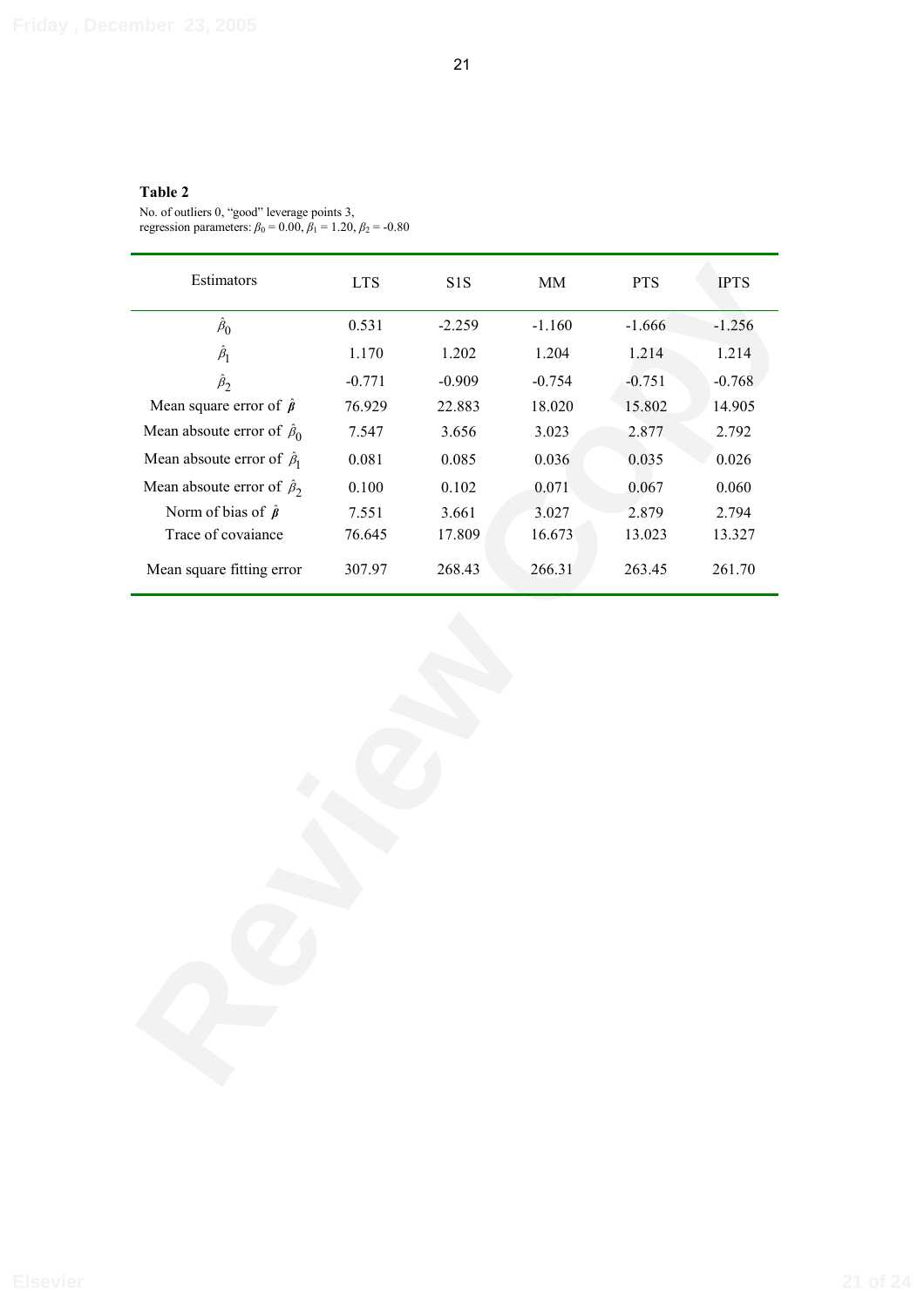**Table 2**

No. of outliers 0, “good” leverage points 3,
regression parameters: $\beta_0 = 0.00$, $\beta_1 = 1.20$, $\beta_2 = -0.80$

| Estimators | LTS | S1S | MM | PTS | IPTS |
|---|---|---|---|---|---|
| $\hat{\beta}_0$ | 0.531 | -2.259 | -1.160 | -1.666 | -1.256 |
| $\hat{\beta}_1$ | 1.170 | 1.202 | 1.204 | 1.214 | 1.214 |
| $\hat{\beta}_2$ | -0.771 | -0.909 | -0.754 | -0.751 | -0.768 |
| Mean square error of $\hat{\boldsymbol{\beta}}$ | 76.929 | 22.883 | 18.020 | 15.802 | 14.905 |
| Mean absoute error of $\hat{\beta}_0$ | 7.547 | 3.656 | 3.023 | 2.877 | 2.792 |
| Mean absoute error of $\hat{\beta}_1$ | 0.081 | 0.085 | 0.036 | 0.035 | 0.026 |
| Mean absoute error of $\hat{\beta}_2$ | 0.100 | 0.102 | 0.071 | 0.067 | 0.060 |
| Norm of bias of $\hat{\boldsymbol{\beta}}$ | 7.551 | 3.661 | 3.027 | 2.879 | 2.794 |
| Trace of covaiance | 76.645 | 17.809 | 16.673 | 13.023 | 13.327 |
| Mean square fitting error | 307.97 | 268.43 | 266.31 | 263.45 | 261.70 |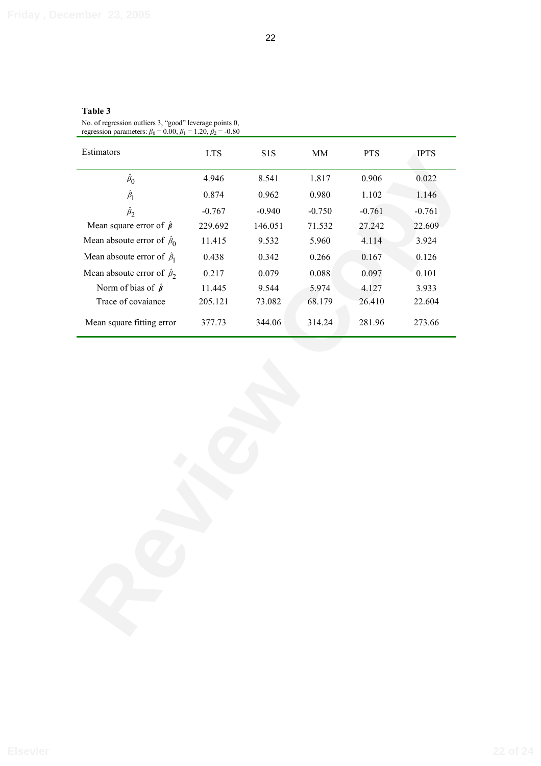**Table 3**

No. of regression outliers 3, “good” leverage points 0,
regression parameters: $\beta_0 = 0.00$, $\beta_1 = 1.20$, $\beta_2 = -0.80$

| Estimators | LTS | S1S | MM | PTS | IPTS |
|---|---|---|---|---|---|
| $\hat{\beta}_0$ | 4.946 | 8.541 | 1.817 | 0.906 | 0.022 |
| $\hat{\beta}_1$ | 0.874 | 0.962 | 0.980 | 1.102 | 1.146 |
| $\hat{\beta}_2$ | -0.767 | -0.940 | -0.750 | -0.761 | -0.761 |
| Mean square error of $\hat{\boldsymbol{\beta}}$ | 229.692 | 146.051 | 71.532 | 27.242 | 22.609 |
| Mean absoute error of $\hat{\beta}_0$ | 11.415 | 9.532 | 5.960 | 4.114 | 3.924 |
| Mean absoute error of $\hat{\beta}_1$ | 0.438 | 0.342 | 0.266 | 0.167 | 0.126 |
| Mean absoute error of $\hat{\beta}_2$ | 0.217 | 0.079 | 0.088 | 0.097 | 0.101 |
| Norm of bias of $\hat{\boldsymbol{\beta}}$ | 11.445 | 9.544 | 5.974 | 4.127 | 3.933 |
| Trace of covaiance | 205.121 | 73.082 | 68.179 | 26.410 | 22.604 |
| Mean square fitting error | 377.73 | 344.06 | 314.24 | 281.96 | 273.66 |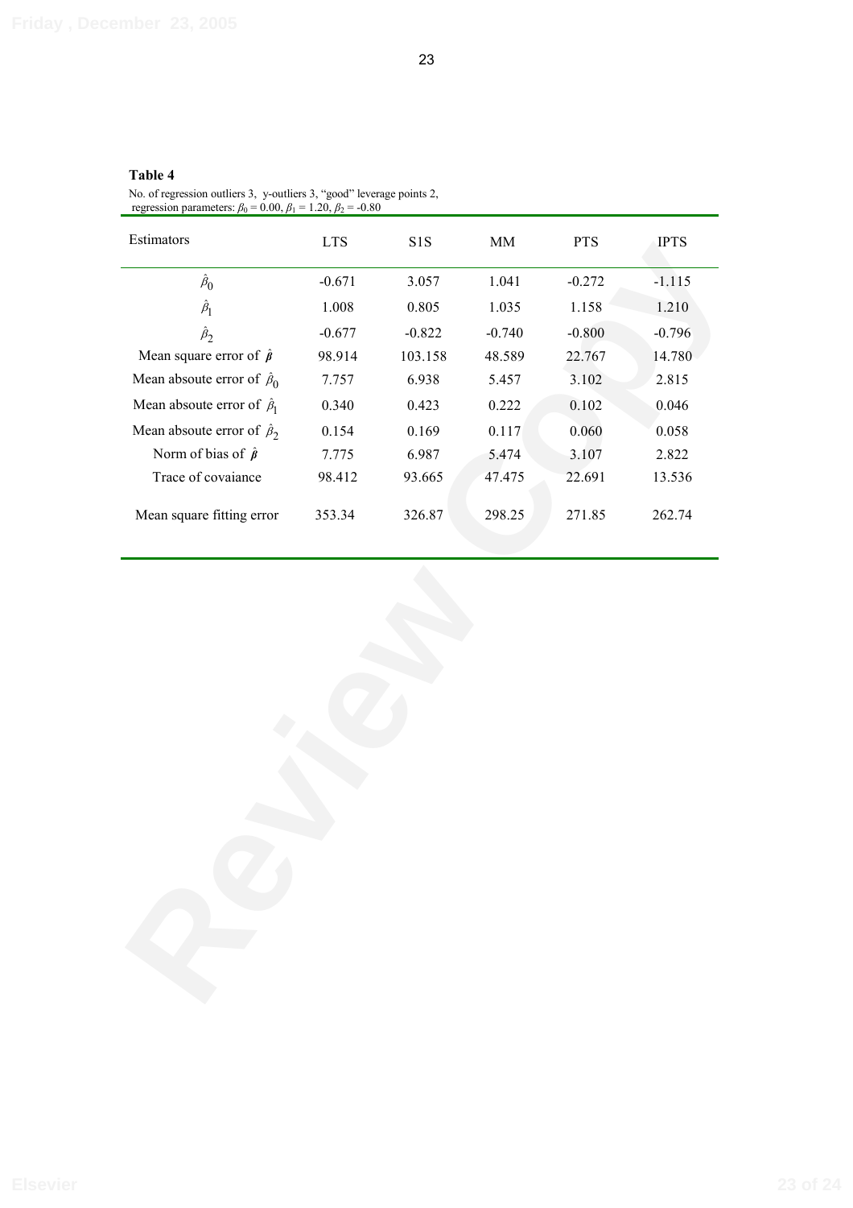**Table 4**

No. of regression outliers 3, y-outliers 3, "good" leverage points 2, regression parameters: $\beta_0 = 0.00$, $\beta_1 = 1.20$, $\beta_2 = -0.80$

| Estimators | LTS | S1S | MM | PTS | IPTS |
|---|---|---|---|---|---|
| $\hat{\beta}_0$ | -0.671 | 3.057 | 1.041 | -0.272 | -1.115 |
| $\hat{\beta}_1$ | 1.008 | 0.805 | 1.035 | 1.158 | 1.210 |
| $\hat{\beta}_2$ | -0.677 | -0.822 | -0.740 | -0.800 | -0.796 |
| Mean square error of $\hat{\boldsymbol{\beta}}$ | 98.914 | 103.158 | 48.589 | 22.767 | 14.780 |
| Mean absoute error of $\hat{\beta}_0$ | 7.757 | 6.938 | 5.457 | 3.102 | 2.815 |
| Mean absoute error of $\hat{\beta}_1$ | 0.340 | 0.423 | 0.222 | 0.102 | 0.046 |
| Mean absoute error of $\hat{\beta}_2$ | 0.154 | 0.169 | 0.117 | 0.060 | 0.058 |
| Norm of bias of $\hat{\boldsymbol{\beta}}$ | 7.775 | 6.987 | 5.474 | 3.107 | 2.822 |
| Trace of covaiance | 98.412 | 93.665 | 47.475 | 22.691 | 13.536 |
| Mean square fitting error | 353.34 | 326.87 | 298.25 | 271.85 | 262.74 |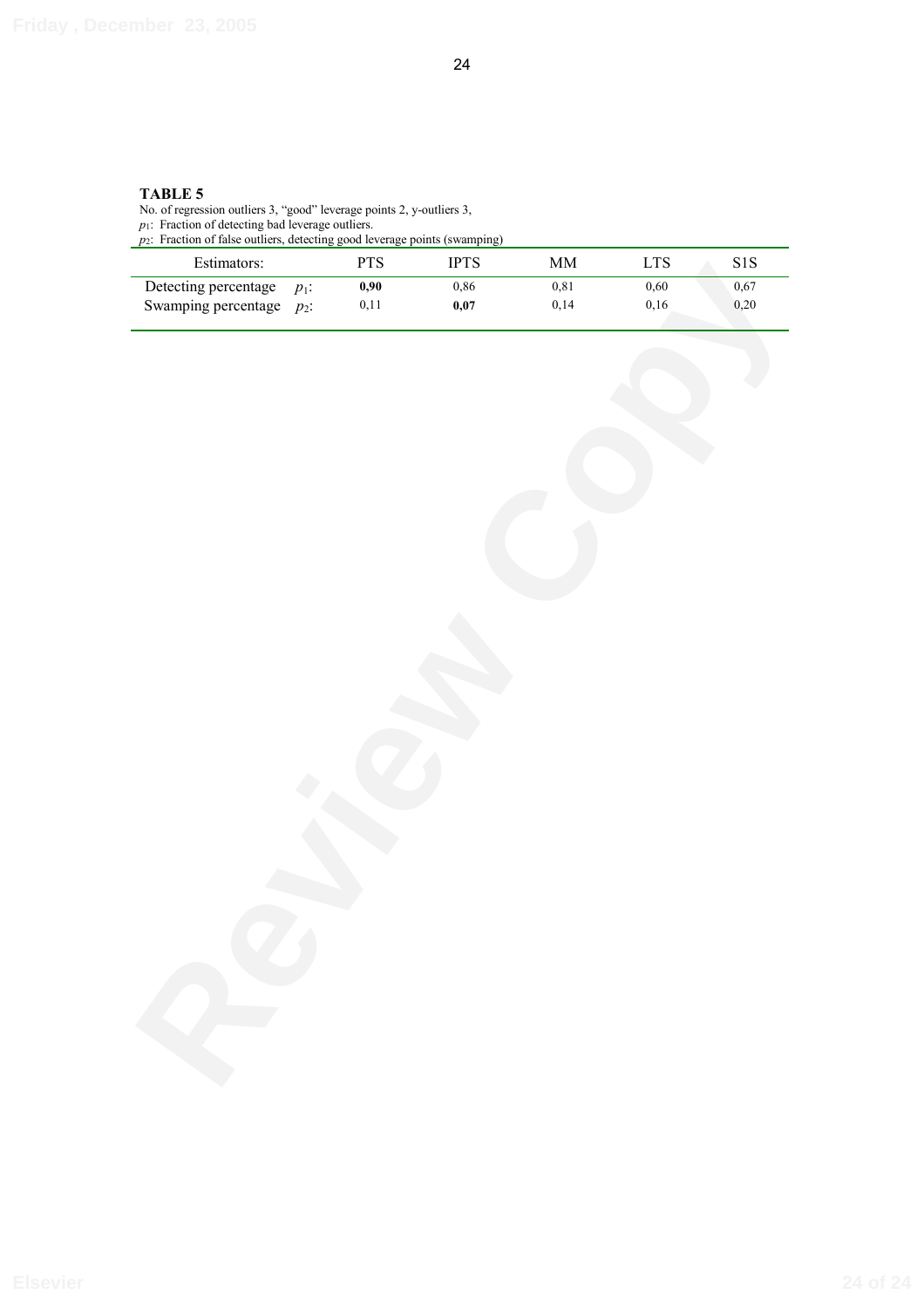**TABLE 5**

No. of regression outliers 3, "good" leverage points 2, y-outliers 3,

$p_1$: Fraction of detecting bad leverage outliers.

$p_2$: Fraction of false outliers, detecting good leverage points (swamping)

| Estimators: | PTS | IPTS | MM | LTS | S1S |
|---|---|---|---|---|---|
| Detecting percentage $p_1$: | **0,90** | 0,86 | 0,81 | 0,60 | 0,67 |
| Swamping percentage $p_2$: | 0,11 | **0,07** | 0,14 | 0,16 | 0,20 |